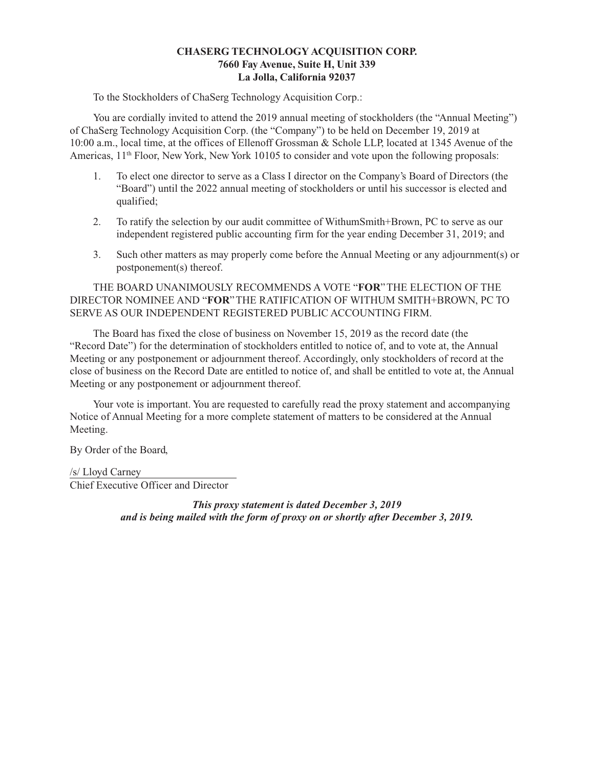**CHASERG TECHNOLOGY ACQUISITION CORP.**
**7660 Fay Avenue, Suite H, Unit 339**
**La Jolla, California 92037**

To the Stockholders of ChaSerg Technology Acquisition Corp.:

You are cordially invited to attend the 2019 annual meeting of stockholders (the "Annual Meeting") of ChaSerg Technology Acquisition Corp. (the "Company") to be held on December 19, 2019 at 10:00 a.m., local time, at the offices of Ellenoff Grossman & Schole LLP, located at 1345 Avenue of the Americas, 11th Floor, New York, New York 10105 to consider and vote upon the following proposals:

1. To elect one director to serve as a Class I director on the Company's Board of Directors (the "Board") until the 2022 annual meeting of stockholders or until his successor is elected and qualified;

2. To ratify the selection by our audit committee of WithumSmith+Brown, PC to serve as our independent registered public accounting firm for the year ending December 31, 2019; and

3. Such other matters as may properly come before the Annual Meeting or any adjournment(s) or postponement(s) thereof.

THE BOARD UNANIMOUSLY RECOMMENDS A VOTE "**FOR**" THE ELECTION OF THE DIRECTOR NOMINEE AND "**FOR**" THE RATIFICATION OF WITHUM SMITH+BROWN, PC TO SERVE AS OUR INDEPENDENT REGISTERED PUBLIC ACCOUNTING FIRM.

The Board has fixed the close of business on November 15, 2019 as the record date (the "Record Date") for the determination of stockholders entitled to notice of, and to vote at, the Annual Meeting or any postponement or adjournment thereof. Accordingly, only stockholders of record at the close of business on the Record Date are entitled to notice of, and shall be entitled to vote at, the Annual Meeting or any postponement or adjournment thereof.

Your vote is important. You are requested to carefully read the proxy statement and accompanying Notice of Annual Meeting for a more complete statement of matters to be considered at the Annual Meeting.

By Order of the Board,

/s/ Lloyd Carney
Chief Executive Officer and Director

***This proxy statement is dated December 3, 2019***
***and is being mailed with the form of proxy on or shortly after December 3, 2019.***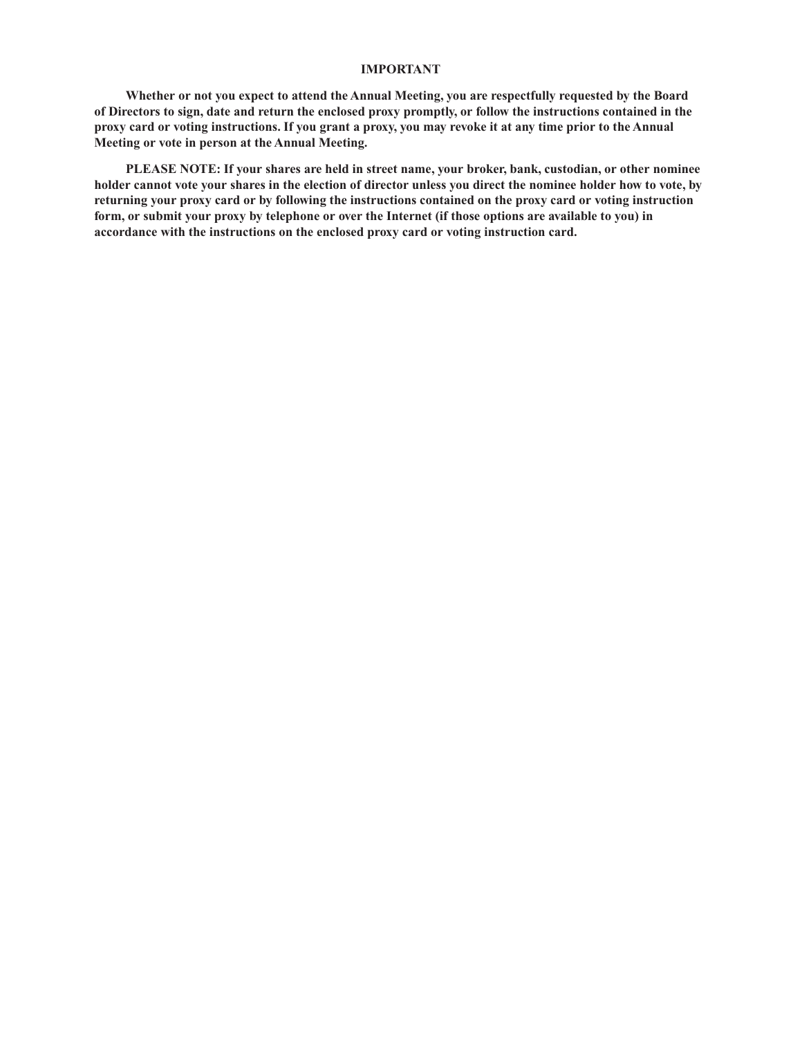## IMPORTANT

**Whether or not you expect to attend the Annual Meeting, you are respectfully requested by the Board of Directors to sign, date and return the enclosed proxy promptly, or follow the instructions contained in the proxy card or voting instructions. If you grant a proxy, you may revoke it at any time prior to the Annual Meeting or vote in person at the Annual Meeting.**

**PLEASE NOTE: If your shares are held in street name, your broker, bank, custodian, or other nominee holder cannot vote your shares in the election of director unless you direct the nominee holder how to vote, by returning your proxy card or by following the instructions contained on the proxy card or voting instruction form, or submit your proxy by telephone or over the Internet (if those options are available to you) in accordance with the instructions on the enclosed proxy card or voting instruction card.**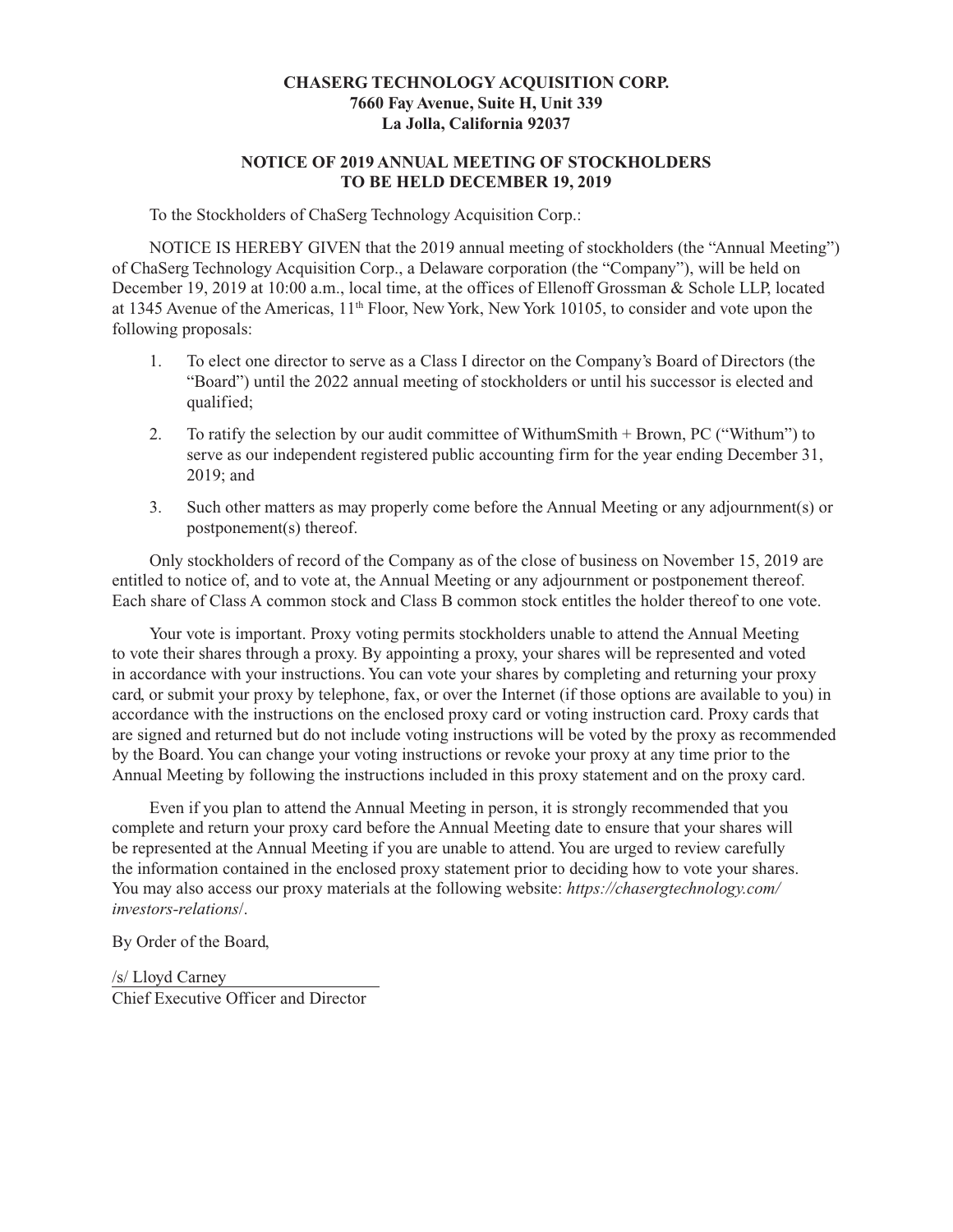**CHASERG TECHNOLOGY ACQUISITION CORP.**
**7660 Fay Avenue, Suite H, Unit 339**
**La Jolla, California 92037**

**NOTICE OF 2019 ANNUAL MEETING OF STOCKHOLDERS**
**TO BE HELD DECEMBER 19, 2019**

To the Stockholders of ChaSerg Technology Acquisition Corp.:

NOTICE IS HEREBY GIVEN that the 2019 annual meeting of stockholders (the "Annual Meeting") of ChaSerg Technology Acquisition Corp., a Delaware corporation (the "Company"), will be held on December 19, 2019 at 10:00 a.m., local time, at the offices of Ellenoff Grossman & Schole LLP, located at 1345 Avenue of the Americas, 11th Floor, New York, New York 10105, to consider and vote upon the following proposals:

1. To elect one director to serve as a Class I director on the Company's Board of Directors (the "Board") until the 2022 annual meeting of stockholders or until his successor is elected and qualified;

2. To ratify the selection by our audit committee of WithumSmith + Brown, PC ("Withum") to serve as our independent registered public accounting firm for the year ending December 31, 2019; and

3. Such other matters as may properly come before the Annual Meeting or any adjournment(s) or postponement(s) thereof.

Only stockholders of record of the Company as of the close of business on November 15, 2019 are entitled to notice of, and to vote at, the Annual Meeting or any adjournment or postponement thereof. Each share of Class A common stock and Class B common stock entitles the holder thereof to one vote.

Your vote is important. Proxy voting permits stockholders unable to attend the Annual Meeting to vote their shares through a proxy. By appointing a proxy, your shares will be represented and voted in accordance with your instructions. You can vote your shares by completing and returning your proxy card, or submit your proxy by telephone, fax, or over the Internet (if those options are available to you) in accordance with the instructions on the enclosed proxy card or voting instruction card. Proxy cards that are signed and returned but do not include voting instructions will be voted by the proxy as recommended by the Board. You can change your voting instructions or revoke your proxy at any time prior to the Annual Meeting by following the instructions included in this proxy statement and on the proxy card.

Even if you plan to attend the Annual Meeting in person, it is strongly recommended that you complete and return your proxy card before the Annual Meeting date to ensure that your shares will be represented at the Annual Meeting if you are unable to attend. You are urged to review carefully the information contained in the enclosed proxy statement prior to deciding how to vote your shares. You may also access our proxy materials at the following website: *https://chasergtechnology.com/investors-relations*/.

By Order of the Board,

/s/ Lloyd Carney
Chief Executive Officer and Director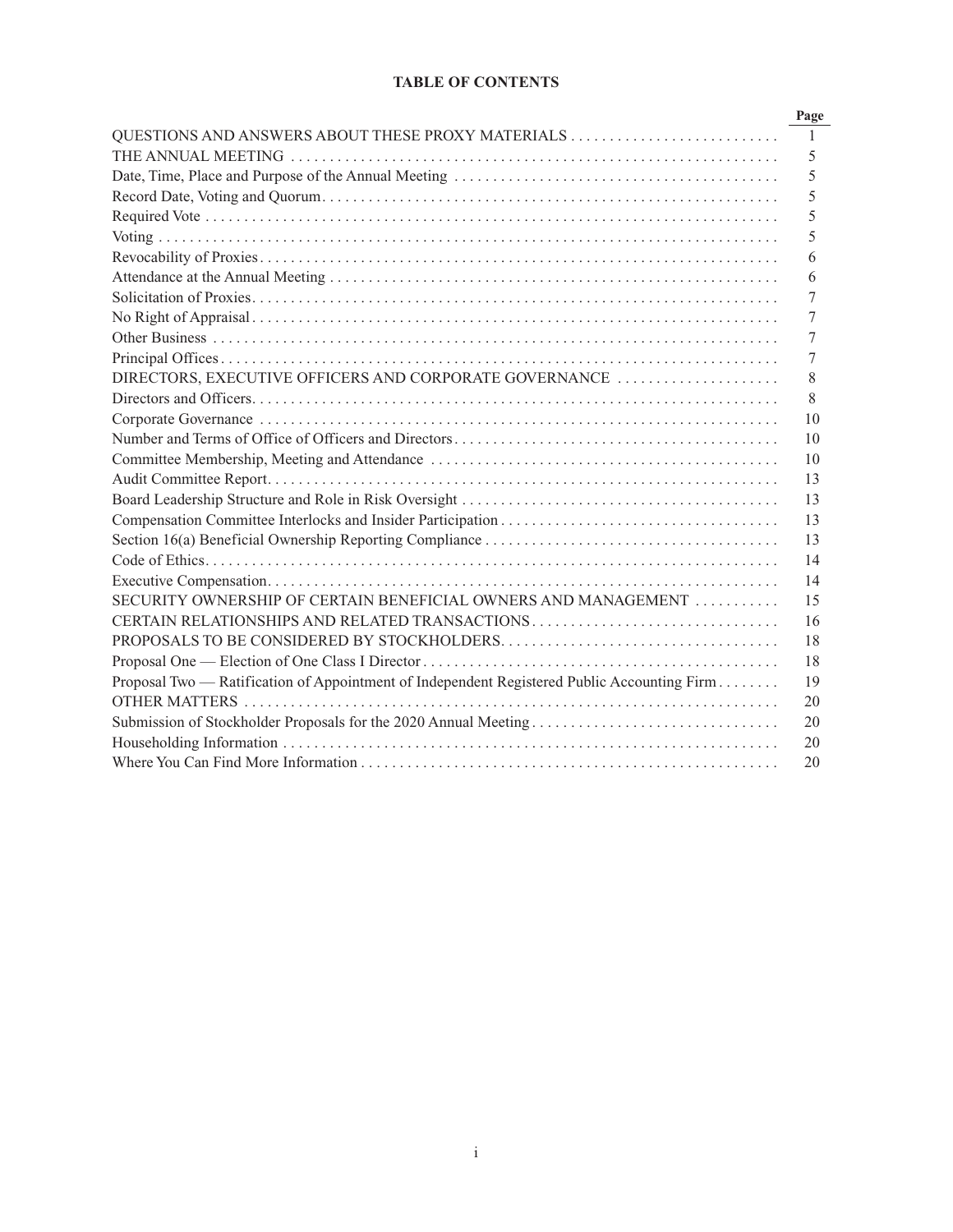# TABLE OF CONTENTS

| | Page |
|---|---|
| QUESTIONS AND ANSWERS ABOUT THESE PROXY MATERIALS | 1 |
| THE ANNUAL MEETING | 5 |
| Date, Time, Place and Purpose of the Annual Meeting | 5 |
| Record Date, Voting and Quorum | 5 |
| Required Vote | 5 |
| Voting | 5 |
| Revocability of Proxies | 6 |
| Attendance at the Annual Meeting | 6 |
| Solicitation of Proxies | 7 |
| No Right of Appraisal | 7 |
| Other Business | 7 |
| Principal Offices | 7 |
| DIRECTORS, EXECUTIVE OFFICERS AND CORPORATE GOVERNANCE | 8 |
| Directors and Officers | 8 |
| Corporate Governance | 10 |
| Number and Terms of Office of Officers and Directors | 10 |
| Committee Membership, Meeting and Attendance | 10 |
| Audit Committee Report | 13 |
| Board Leadership Structure and Role in Risk Oversight | 13 |
| Compensation Committee Interlocks and Insider Participation | 13 |
| Section 16(a) Beneficial Ownership Reporting Compliance | 13 |
| Code of Ethics | 14 |
| Executive Compensation | 14 |
| SECURITY OWNERSHIP OF CERTAIN BENEFICIAL OWNERS AND MANAGEMENT | 15 |
| CERTAIN RELATIONSHIPS AND RELATED TRANSACTIONS | 16 |
| PROPOSALS TO BE CONSIDERED BY STOCKHOLDERS | 18 |
| Proposal One — Election of One Class I Director | 18 |
| Proposal Two — Ratification of Appointment of Independent Registered Public Accounting Firm | 19 |
| OTHER MATTERS | 20 |
| Submission of Stockholder Proposals for the 2020 Annual Meeting | 20 |
| Householding Information | 20 |
| Where You Can Find More Information | 20 |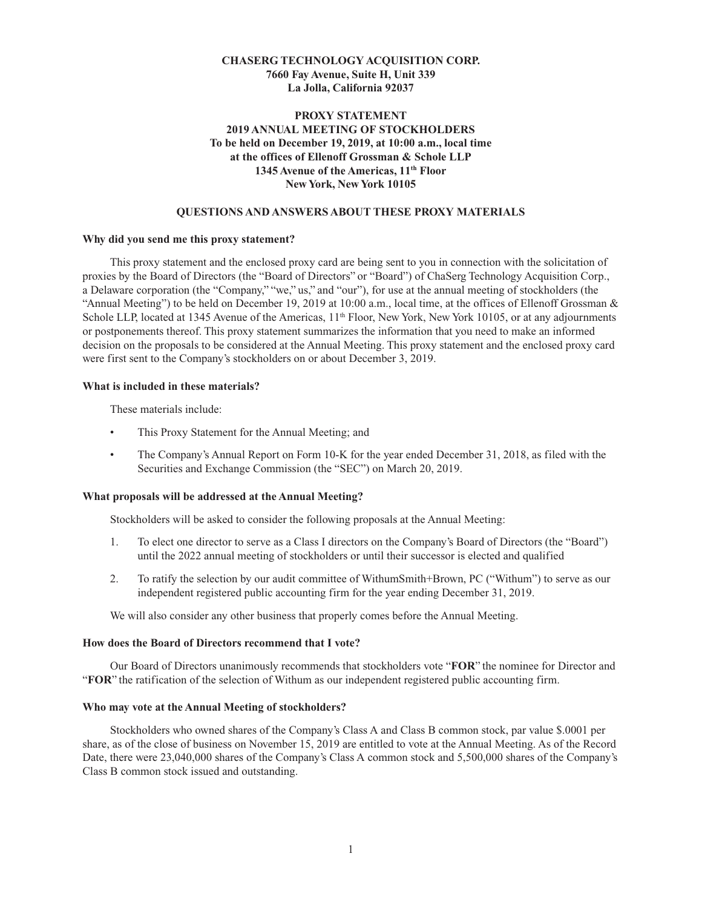**CHASERG TECHNOLOGY ACQUISITION CORP.**
**7660 Fay Avenue, Suite H, Unit 339**
**La Jolla, California 92037**

**PROXY STATEMENT**
**2019 ANNUAL MEETING OF STOCKHOLDERS**
**To be held on December 19, 2019, at 10:00 a.m., local time**
**at the offices of Ellenoff Grossman & Schole LLP**
**1345 Avenue of the Americas, 11th Floor**
**New York, New York 10105**

## QUESTIONS AND ANSWERS ABOUT THESE PROXY MATERIALS

### Why did you send me this proxy statement?

This proxy statement and the enclosed proxy card are being sent to you in connection with the solicitation of proxies by the Board of Directors (the "Board of Directors" or "Board") of ChaSerg Technology Acquisition Corp., a Delaware corporation (the "Company," "we," us," and "our"), for use at the annual meeting of stockholders (the "Annual Meeting") to be held on December 19, 2019 at 10:00 a.m., local time, at the offices of Ellenoff Grossman & Schole LLP, located at 1345 Avenue of the Americas, 11th Floor, New York, New York 10105, or at any adjournments or postponements thereof. This proxy statement summarizes the information that you need to make an informed decision on the proposals to be considered at the Annual Meeting. This proxy statement and the enclosed proxy card were first sent to the Company's stockholders on or about December 3, 2019.

### What is included in these materials?

These materials include:

- This Proxy Statement for the Annual Meeting; and
- The Company's Annual Report on Form 10-K for the year ended December 31, 2018, as filed with the Securities and Exchange Commission (the "SEC") on March 20, 2019.

### What proposals will be addressed at the Annual Meeting?

Stockholders will be asked to consider the following proposals at the Annual Meeting:

1. To elect one director to serve as a Class I directors on the Company's Board of Directors (the "Board") until the 2022 annual meeting of stockholders or until their successor is elected and qualified
2. To ratify the selection by our audit committee of WithumSmith+Brown, PC ("Withum") to serve as our independent registered public accounting firm for the year ending December 31, 2019.

We will also consider any other business that properly comes before the Annual Meeting.

### How does the Board of Directors recommend that I vote?

Our Board of Directors unanimously recommends that stockholders vote "**FOR**" the nominee for Director and "**FOR**" the ratification of the selection of Withum as our independent registered public accounting firm.

### Who may vote at the Annual Meeting of stockholders?

Stockholders who owned shares of the Company's Class A and Class B common stock, par value $.0001 per share, as of the close of business on November 15, 2019 are entitled to vote at the Annual Meeting. As of the Record Date, there were 23,040,000 shares of the Company's Class A common stock and 5,500,000 shares of the Company's Class B common stock issued and outstanding.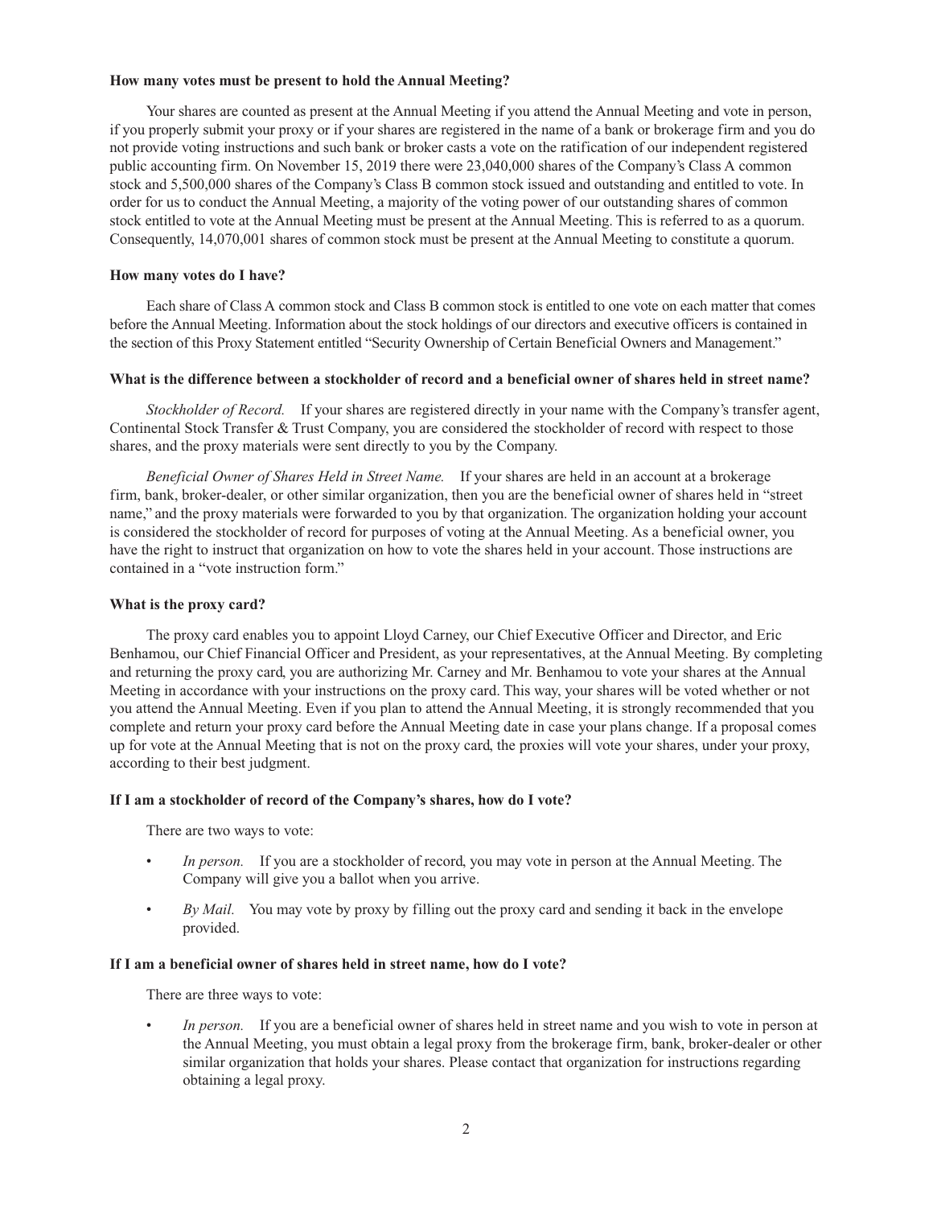**How many votes must be present to hold the Annual Meeting?**

Your shares are counted as present at the Annual Meeting if you attend the Annual Meeting and vote in person, if you properly submit your proxy or if your shares are registered in the name of a bank or brokerage firm and you do not provide voting instructions and such bank or broker casts a vote on the ratification of our independent registered public accounting firm. On November 15, 2019 there were 23,040,000 shares of the Company's Class A common stock and 5,500,000 shares of the Company's Class B common stock issued and outstanding and entitled to vote. In order for us to conduct the Annual Meeting, a majority of the voting power of our outstanding shares of common stock entitled to vote at the Annual Meeting must be present at the Annual Meeting. This is referred to as a quorum. Consequently, 14,070,001 shares of common stock must be present at the Annual Meeting to constitute a quorum.

**How many votes do I have?**

Each share of Class A common stock and Class B common stock is entitled to one vote on each matter that comes before the Annual Meeting. Information about the stock holdings of our directors and executive officers is contained in the section of this Proxy Statement entitled "Security Ownership of Certain Beneficial Owners and Management."

**What is the difference between a stockholder of record and a beneficial owner of shares held in street name?**

*Stockholder of Record.* If your shares are registered directly in your name with the Company's transfer agent, Continental Stock Transfer & Trust Company, you are considered the stockholder of record with respect to those shares, and the proxy materials were sent directly to you by the Company.

*Beneficial Owner of Shares Held in Street Name.* If your shares are held in an account at a brokerage firm, bank, broker-dealer, or other similar organization, then you are the beneficial owner of shares held in "street name," and the proxy materials were forwarded to you by that organization. The organization holding your account is considered the stockholder of record for purposes of voting at the Annual Meeting. As a beneficial owner, you have the right to instruct that organization on how to vote the shares held in your account. Those instructions are contained in a "vote instruction form."

**What is the proxy card?**

The proxy card enables you to appoint Lloyd Carney, our Chief Executive Officer and Director, and Eric Benhamou, our Chief Financial Officer and President, as your representatives, at the Annual Meeting. By completing and returning the proxy card, you are authorizing Mr. Carney and Mr. Benhamou to vote your shares at the Annual Meeting in accordance with your instructions on the proxy card. This way, your shares will be voted whether or not you attend the Annual Meeting. Even if you plan to attend the Annual Meeting, it is strongly recommended that you complete and return your proxy card before the Annual Meeting date in case your plans change. If a proposal comes up for vote at the Annual Meeting that is not on the proxy card, the proxies will vote your shares, under your proxy, according to their best judgment.

**If I am a stockholder of record of the Company's shares, how do I vote?**

There are two ways to vote:

- *In person.* If you are a stockholder of record, you may vote in person at the Annual Meeting. The Company will give you a ballot when you arrive.
- *By Mail.* You may vote by proxy by filling out the proxy card and sending it back in the envelope provided.

**If I am a beneficial owner of shares held in street name, how do I vote?**

There are three ways to vote:

- *In person.* If you are a beneficial owner of shares held in street name and you wish to vote in person at the Annual Meeting, you must obtain a legal proxy from the brokerage firm, bank, broker-dealer or other similar organization that holds your shares. Please contact that organization for instructions regarding obtaining a legal proxy.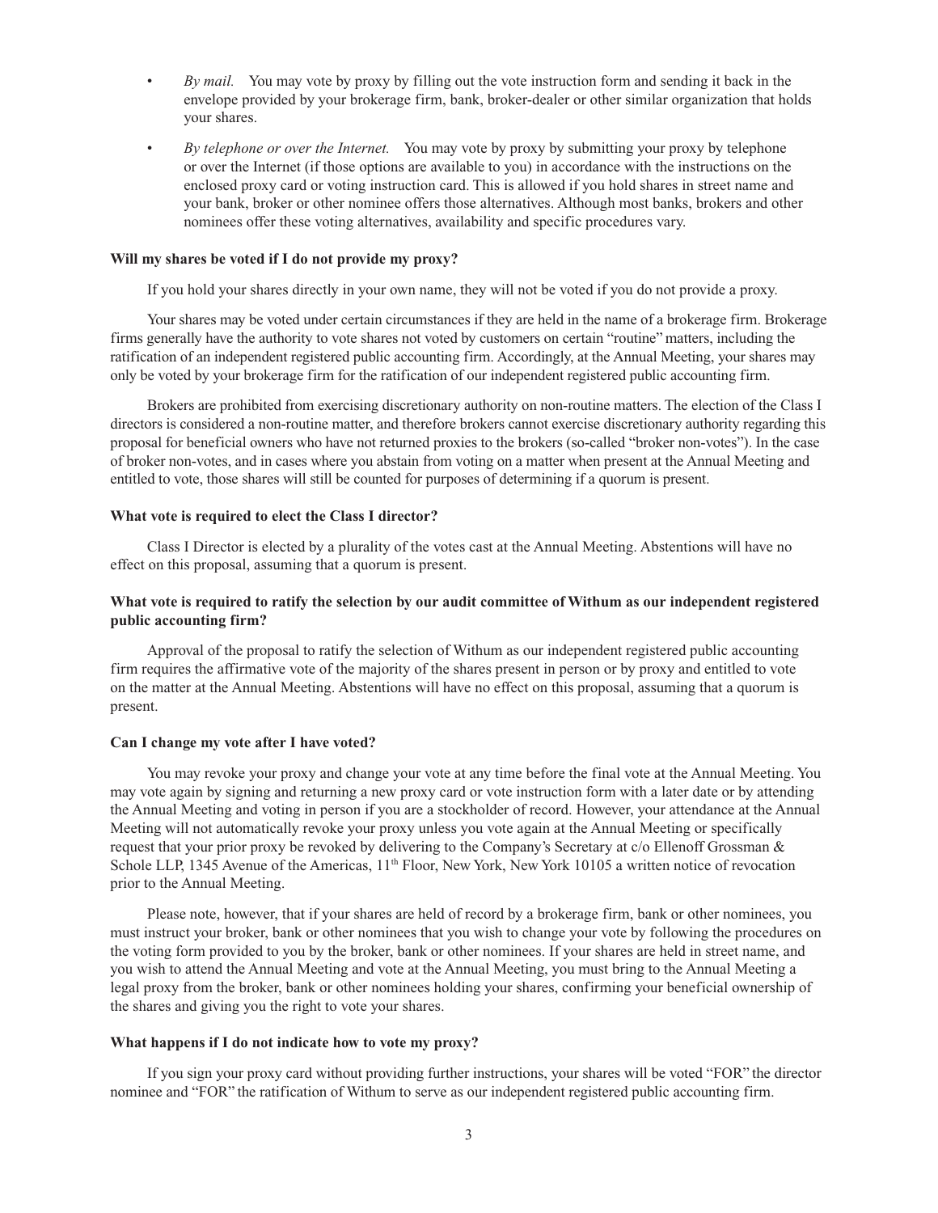- *By mail.* You may vote by proxy by filling out the vote instruction form and sending it back in the envelope provided by your brokerage firm, bank, broker-dealer or other similar organization that holds your shares.
- *By telephone or over the Internet.* You may vote by proxy by submitting your proxy by telephone or over the Internet (if those options are available to you) in accordance with the instructions on the enclosed proxy card or voting instruction card. This is allowed if you hold shares in street name and your bank, broker or other nominee offers those alternatives. Although most banks, brokers and other nominees offer these voting alternatives, availability and specific procedures vary.

**Will my shares be voted if I do not provide my proxy?**

If you hold your shares directly in your own name, they will not be voted if you do not provide a proxy.

Your shares may be voted under certain circumstances if they are held in the name of a brokerage firm. Brokerage firms generally have the authority to vote shares not voted by customers on certain "routine" matters, including the ratification of an independent registered public accounting firm. Accordingly, at the Annual Meeting, your shares may only be voted by your brokerage firm for the ratification of our independent registered public accounting firm.

Brokers are prohibited from exercising discretionary authority on non-routine matters. The election of the Class I directors is considered a non-routine matter, and therefore brokers cannot exercise discretionary authority regarding this proposal for beneficial owners who have not returned proxies to the brokers (so-called "broker non-votes"). In the case of broker non-votes, and in cases where you abstain from voting on a matter when present at the Annual Meeting and entitled to vote, those shares will still be counted for purposes of determining if a quorum is present.

**What vote is required to elect the Class I director?**

Class I Director is elected by a plurality of the votes cast at the Annual Meeting. Abstentions will have no effect on this proposal, assuming that a quorum is present.

**What vote is required to ratify the selection by our audit committee of Withum as our independent registered public accounting firm?**

Approval of the proposal to ratify the selection of Withum as our independent registered public accounting firm requires the affirmative vote of the majority of the shares present in person or by proxy and entitled to vote on the matter at the Annual Meeting. Abstentions will have no effect on this proposal, assuming that a quorum is present.

**Can I change my vote after I have voted?**

You may revoke your proxy and change your vote at any time before the final vote at the Annual Meeting. You may vote again by signing and returning a new proxy card or vote instruction form with a later date or by attending the Annual Meeting and voting in person if you are a stockholder of record. However, your attendance at the Annual Meeting will not automatically revoke your proxy unless you vote again at the Annual Meeting or specifically request that your prior proxy be revoked by delivering to the Company's Secretary at c/o Ellenoff Grossman & Schole LLP, 1345 Avenue of the Americas, 11th Floor, New York, New York 10105 a written notice of revocation prior to the Annual Meeting.

Please note, however, that if your shares are held of record by a brokerage firm, bank or other nominees, you must instruct your broker, bank or other nominees that you wish to change your vote by following the procedures on the voting form provided to you by the broker, bank or other nominees. If your shares are held in street name, and you wish to attend the Annual Meeting and vote at the Annual Meeting, you must bring to the Annual Meeting a legal proxy from the broker, bank or other nominees holding your shares, confirming your beneficial ownership of the shares and giving you the right to vote your shares.

**What happens if I do not indicate how to vote my proxy?**

If you sign your proxy card without providing further instructions, your shares will be voted "FOR" the director nominee and "FOR" the ratification of Withum to serve as our independent registered public accounting firm.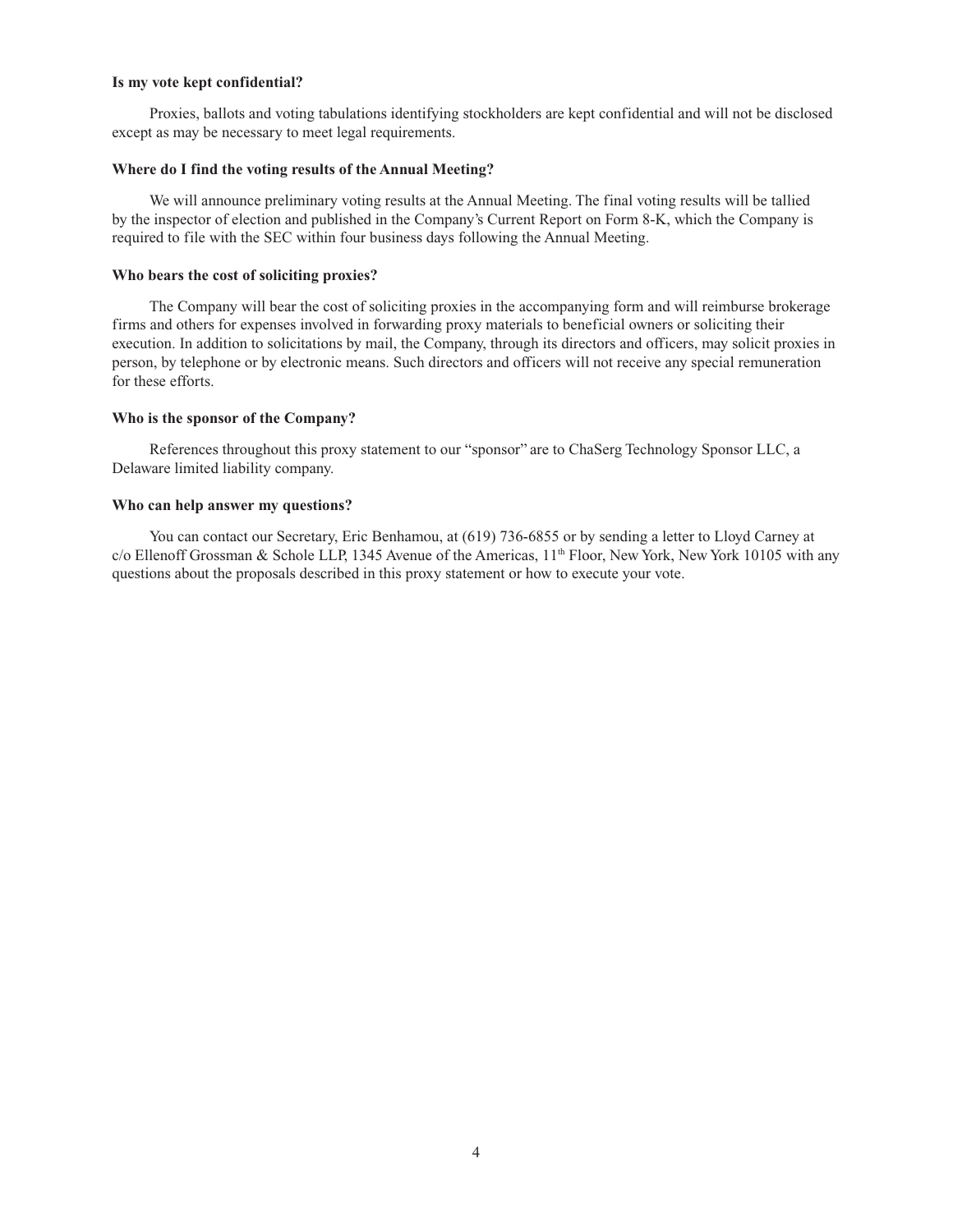**Is my vote kept confidential?**

Proxies, ballots and voting tabulations identifying stockholders are kept confidential and will not be disclosed except as may be necessary to meet legal requirements.

**Where do I find the voting results of the Annual Meeting?**

We will announce preliminary voting results at the Annual Meeting. The final voting results will be tallied by the inspector of election and published in the Company's Current Report on Form 8-K, which the Company is required to file with the SEC within four business days following the Annual Meeting.

**Who bears the cost of soliciting proxies?**

The Company will bear the cost of soliciting proxies in the accompanying form and will reimburse brokerage firms and others for expenses involved in forwarding proxy materials to beneficial owners or soliciting their execution. In addition to solicitations by mail, the Company, through its directors and officers, may solicit proxies in person, by telephone or by electronic means. Such directors and officers will not receive any special remuneration for these efforts.

**Who is the sponsor of the Company?**

References throughout this proxy statement to our "sponsor" are to ChaSerg Technology Sponsor LLC, a Delaware limited liability company.

**Who can help answer my questions?**

You can contact our Secretary, Eric Benhamou, at (619) 736-6855 or by sending a letter to Lloyd Carney at c/o Ellenoff Grossman & Schole LLP, 1345 Avenue of the Americas, 11th Floor, New York, New York 10105 with any questions about the proposals described in this proxy statement or how to execute your vote.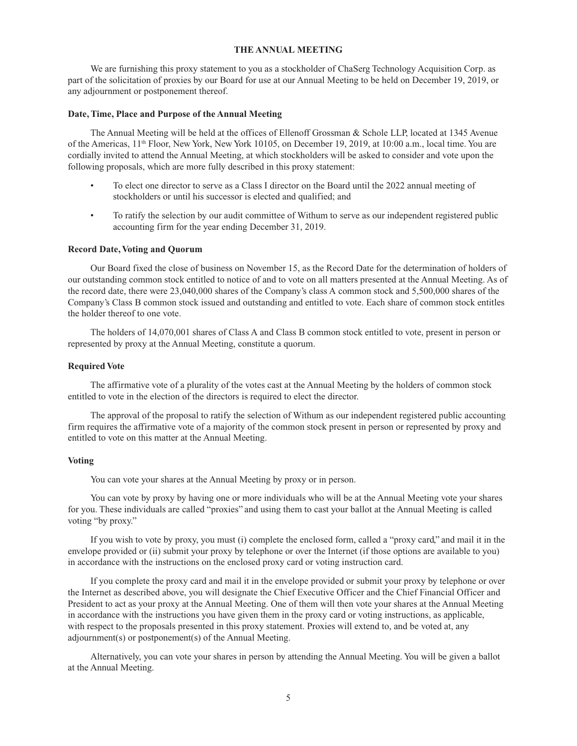## THE ANNUAL MEETING

We are furnishing this proxy statement to you as a stockholder of ChaSerg Technology Acquisition Corp. as part of the solicitation of proxies by our Board for use at our Annual Meeting to be held on December 19, 2019, or any adjournment or postponement thereof.

### Date, Time, Place and Purpose of the Annual Meeting

The Annual Meeting will be held at the offices of Ellenoff Grossman & Schole LLP, located at 1345 Avenue of the Americas, 11th Floor, New York, New York 10105, on December 19, 2019, at 10:00 a.m., local time. You are cordially invited to attend the Annual Meeting, at which stockholders will be asked to consider and vote upon the following proposals, which are more fully described in this proxy statement:

- To elect one director to serve as a Class I director on the Board until the 2022 annual meeting of stockholders or until his successor is elected and qualified; and
- To ratify the selection by our audit committee of Withum to serve as our independent registered public accounting firm for the year ending December 31, 2019.

### Record Date, Voting and Quorum

Our Board fixed the close of business on November 15, as the Record Date for the determination of holders of our outstanding common stock entitled to notice of and to vote on all matters presented at the Annual Meeting. As of the record date, there were 23,040,000 shares of the Company's class A common stock and 5,500,000 shares of the Company's Class B common stock issued and outstanding and entitled to vote. Each share of common stock entitles the holder thereof to one vote.

The holders of 14,070,001 shares of Class A and Class B common stock entitled to vote, present in person or represented by proxy at the Annual Meeting, constitute a quorum.

### Required Vote

The affirmative vote of a plurality of the votes cast at the Annual Meeting by the holders of common stock entitled to vote in the election of the directors is required to elect the director.

The approval of the proposal to ratify the selection of Withum as our independent registered public accounting firm requires the affirmative vote of a majority of the common stock present in person or represented by proxy and entitled to vote on this matter at the Annual Meeting.

### Voting

You can vote your shares at the Annual Meeting by proxy or in person.

You can vote by proxy by having one or more individuals who will be at the Annual Meeting vote your shares for you. These individuals are called "proxies" and using them to cast your ballot at the Annual Meeting is called voting "by proxy."

If you wish to vote by proxy, you must (i) complete the enclosed form, called a "proxy card," and mail it in the envelope provided or (ii) submit your proxy by telephone or over the Internet (if those options are available to you) in accordance with the instructions on the enclosed proxy card or voting instruction card.

If you complete the proxy card and mail it in the envelope provided or submit your proxy by telephone or over the Internet as described above, you will designate the Chief Executive Officer and the Chief Financial Officer and President to act as your proxy at the Annual Meeting. One of them will then vote your shares at the Annual Meeting in accordance with the instructions you have given them in the proxy card or voting instructions, as applicable, with respect to the proposals presented in this proxy statement. Proxies will extend to, and be voted at, any adjournment(s) or postponement(s) of the Annual Meeting.

Alternatively, you can vote your shares in person by attending the Annual Meeting. You will be given a ballot at the Annual Meeting.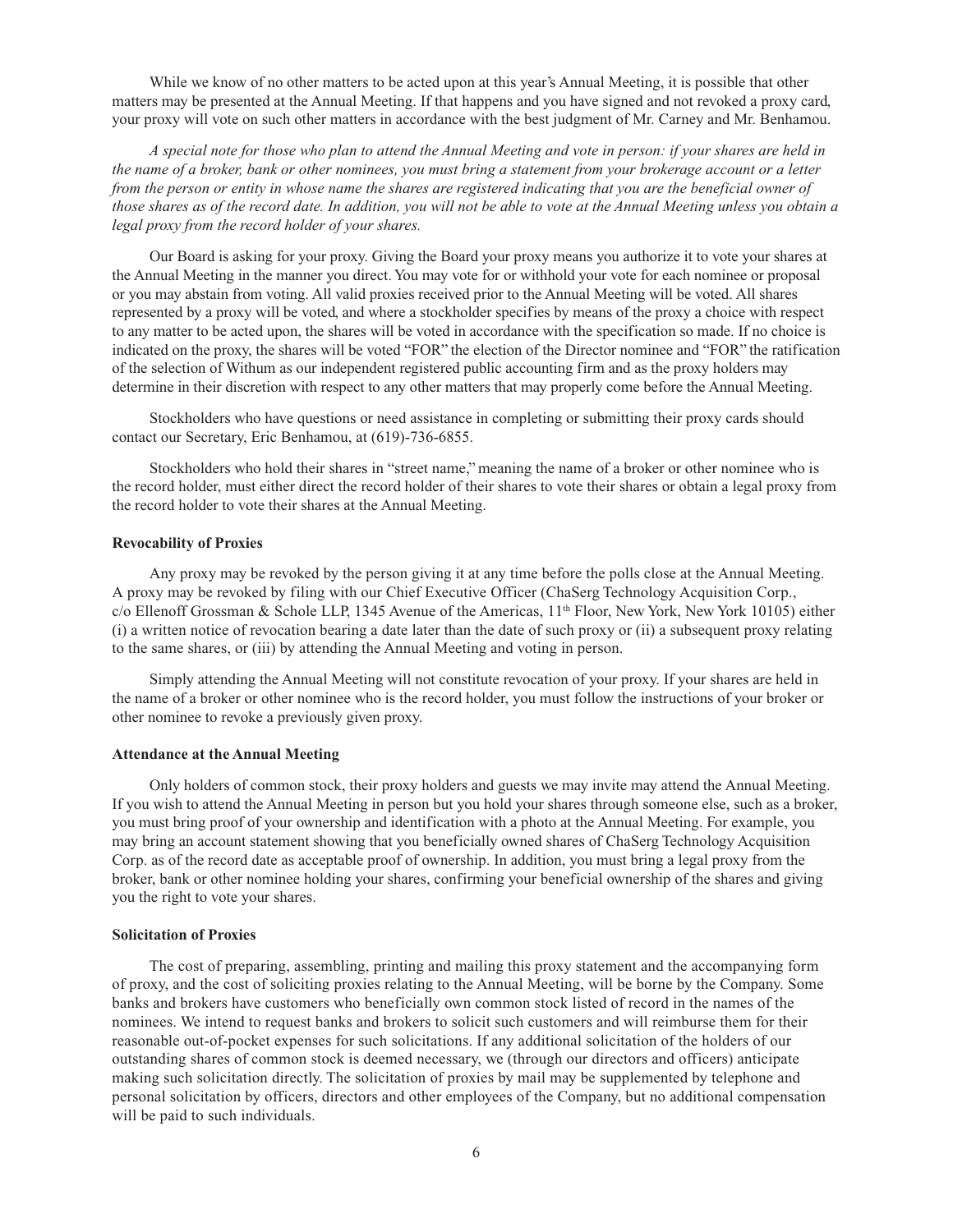While we know of no other matters to be acted upon at this year's Annual Meeting, it is possible that other matters may be presented at the Annual Meeting. If that happens and you have signed and not revoked a proxy card, your proxy will vote on such other matters in accordance with the best judgment of Mr. Carney and Mr. Benhamou.

*A special note for those who plan to attend the Annual Meeting and vote in person: if your shares are held in the name of a broker, bank or other nominees, you must bring a statement from your brokerage account or a letter from the person or entity in whose name the shares are registered indicating that you are the beneficial owner of those shares as of the record date. In addition, you will not be able to vote at the Annual Meeting unless you obtain a legal proxy from the record holder of your shares.*

Our Board is asking for your proxy. Giving the Board your proxy means you authorize it to vote your shares at the Annual Meeting in the manner you direct. You may vote for or withhold your vote for each nominee or proposal or you may abstain from voting. All valid proxies received prior to the Annual Meeting will be voted. All shares represented by a proxy will be voted, and where a stockholder specifies by means of the proxy a choice with respect to any matter to be acted upon, the shares will be voted in accordance with the specification so made. If no choice is indicated on the proxy, the shares will be voted "FOR" the election of the Director nominee and "FOR" the ratification of the selection of Withum as our independent registered public accounting firm and as the proxy holders may determine in their discretion with respect to any other matters that may properly come before the Annual Meeting.

Stockholders who have questions or need assistance in completing or submitting their proxy cards should contact our Secretary, Eric Benhamou, at (619)-736-6855.

Stockholders who hold their shares in "street name," meaning the name of a broker or other nominee who is the record holder, must either direct the record holder of their shares to vote their shares or obtain a legal proxy from the record holder to vote their shares at the Annual Meeting.

**Revocability of Proxies**

Any proxy may be revoked by the person giving it at any time before the polls close at the Annual Meeting. A proxy may be revoked by filing with our Chief Executive Officer (ChaSerg Technology Acquisition Corp., c/o Ellenoff Grossman & Schole LLP, 1345 Avenue of the Americas, 11th Floor, New York, New York 10105) either (i) a written notice of revocation bearing a date later than the date of such proxy or (ii) a subsequent proxy relating to the same shares, or (iii) by attending the Annual Meeting and voting in person.

Simply attending the Annual Meeting will not constitute revocation of your proxy. If your shares are held in the name of a broker or other nominee who is the record holder, you must follow the instructions of your broker or other nominee to revoke a previously given proxy.

**Attendance at the Annual Meeting**

Only holders of common stock, their proxy holders and guests we may invite may attend the Annual Meeting. If you wish to attend the Annual Meeting in person but you hold your shares through someone else, such as a broker, you must bring proof of your ownership and identification with a photo at the Annual Meeting. For example, you may bring an account statement showing that you beneficially owned shares of ChaSerg Technology Acquisition Corp. as of the record date as acceptable proof of ownership. In addition, you must bring a legal proxy from the broker, bank or other nominee holding your shares, confirming your beneficial ownership of the shares and giving you the right to vote your shares.

**Solicitation of Proxies**

The cost of preparing, assembling, printing and mailing this proxy statement and the accompanying form of proxy, and the cost of soliciting proxies relating to the Annual Meeting, will be borne by the Company. Some banks and brokers have customers who beneficially own common stock listed of record in the names of the nominees. We intend to request banks and brokers to solicit such customers and will reimburse them for their reasonable out-of-pocket expenses for such solicitations. If any additional solicitation of the holders of our outstanding shares of common stock is deemed necessary, we (through our directors and officers) anticipate making such solicitation directly. The solicitation of proxies by mail may be supplemented by telephone and personal solicitation by officers, directors and other employees of the Company, but no additional compensation will be paid to such individuals.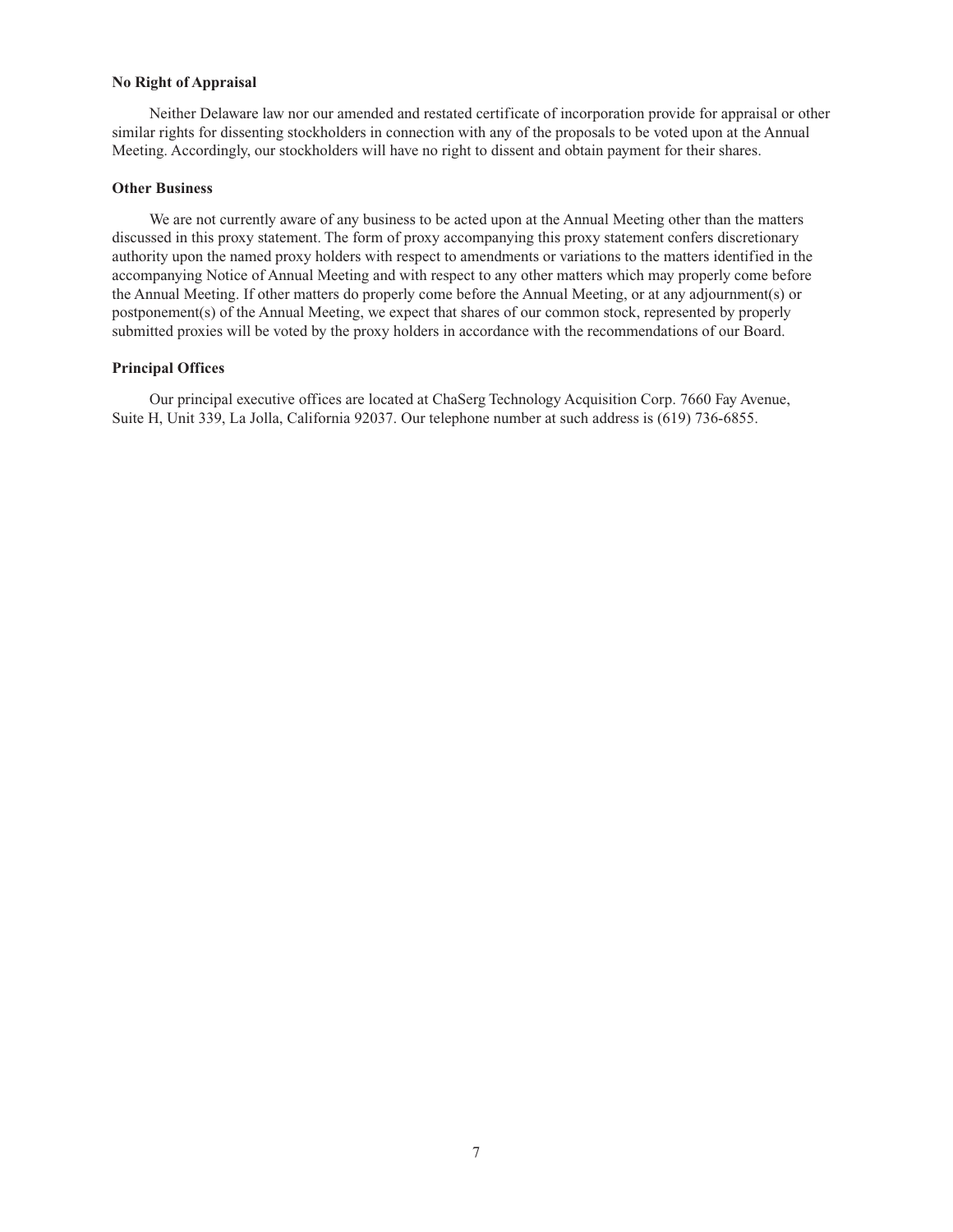**No Right of Appraisal**

Neither Delaware law nor our amended and restated certificate of incorporation provide for appraisal or other similar rights for dissenting stockholders in connection with any of the proposals to be voted upon at the Annual Meeting. Accordingly, our stockholders will have no right to dissent and obtain payment for their shares.

**Other Business**

We are not currently aware of any business to be acted upon at the Annual Meeting other than the matters discussed in this proxy statement. The form of proxy accompanying this proxy statement confers discretionary authority upon the named proxy holders with respect to amendments or variations to the matters identified in the accompanying Notice of Annual Meeting and with respect to any other matters which may properly come before the Annual Meeting. If other matters do properly come before the Annual Meeting, or at any adjournment(s) or postponement(s) of the Annual Meeting, we expect that shares of our common stock, represented by properly submitted proxies will be voted by the proxy holders in accordance with the recommendations of our Board.

**Principal Offices**

Our principal executive offices are located at ChaSerg Technology Acquisition Corp. 7660 Fay Avenue, Suite H, Unit 339, La Jolla, California 92037. Our telephone number at such address is (619) 736-6855.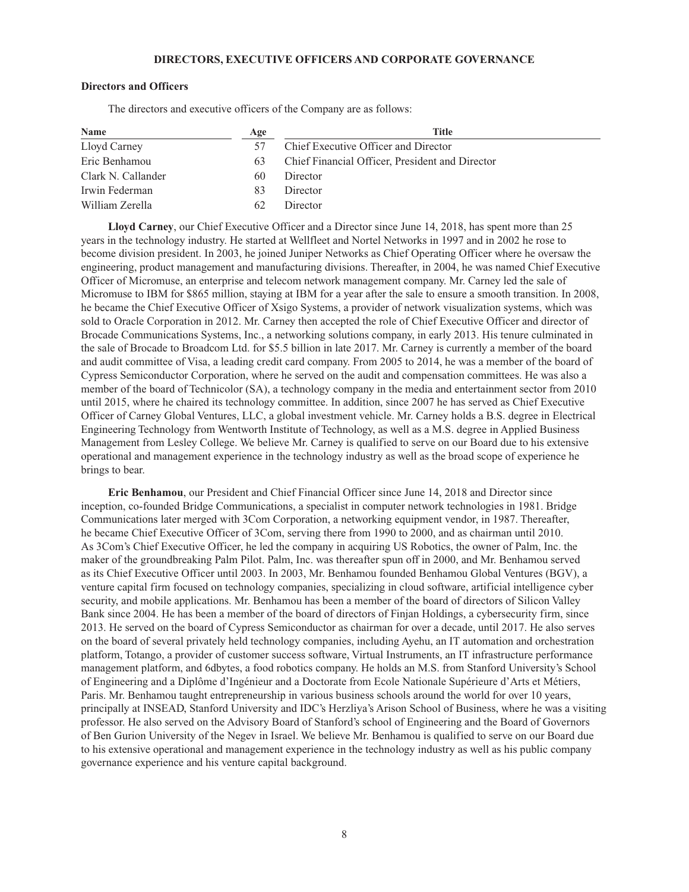## DIRECTORS, EXECUTIVE OFFICERS AND CORPORATE GOVERNANCE

### Directors and Officers

The directors and executive officers of the Company are as follows:

| Name | Age | Title |
| --- | --- | --- |
| Lloyd Carney | 57 | Chief Executive Officer and Director |
| Eric Benhamou | 63 | Chief Financial Officer, President and Director |
| Clark N. Callander | 60 | Director |
| Irwin Federman | 83 | Director |
| William Zerella | 62 | Director |

**Lloyd Carney**, our Chief Executive Officer and a Director since June 14, 2018, has spent more than 25 years in the technology industry. He started at Wellfleet and Nortel Networks in 1997 and in 2002 he rose to become division president. In 2003, he joined Juniper Networks as Chief Operating Officer where he oversaw the engineering, product management and manufacturing divisions. Thereafter, in 2004, he was named Chief Executive Officer of Micromuse, an enterprise and telecom network management company. Mr. Carney led the sale of Micromuse to IBM for $865 million, staying at IBM for a year after the sale to ensure a smooth transition. In 2008, he became the Chief Executive Officer of Xsigo Systems, a provider of network visualization systems, which was sold to Oracle Corporation in 2012. Mr. Carney then accepted the role of Chief Executive Officer and director of Brocade Communications Systems, Inc., a networking solutions company, in early 2013. His tenure culminated in the sale of Brocade to Broadcom Ltd. for $5.5 billion in late 2017. Mr. Carney is currently a member of the board and audit committee of Visa, a leading credit card company. From 2005 to 2014, he was a member of the board of Cypress Semiconductor Corporation, where he served on the audit and compensation committees. He was also a member of the board of Technicolor (SA), a technology company in the media and entertainment sector from 2010 until 2015, where he chaired its technology committee. In addition, since 2007 he has served as Chief Executive Officer of Carney Global Ventures, LLC, a global investment vehicle. Mr. Carney holds a B.S. degree in Electrical Engineering Technology from Wentworth Institute of Technology, as well as a M.S. degree in Applied Business Management from Lesley College. We believe Mr. Carney is qualified to serve on our Board due to his extensive operational and management experience in the technology industry as well as the broad scope of experience he brings to bear.

**Eric Benhamou**, our President and Chief Financial Officer since June 14, 2018 and Director since inception, co-founded Bridge Communications, a specialist in computer network technologies in 1981. Bridge Communications later merged with 3Com Corporation, a networking equipment vendor, in 1987. Thereafter, he became Chief Executive Officer of 3Com, serving there from 1990 to 2000, and as chairman until 2010. As 3Com's Chief Executive Officer, he led the company in acquiring US Robotics, the owner of Palm, Inc. the maker of the groundbreaking Palm Pilot. Palm, Inc. was thereafter spun off in 2000, and Mr. Benhamou served as its Chief Executive Officer until 2003. In 2003, Mr. Benhamou founded Benhamou Global Ventures (BGV), a venture capital firm focused on technology companies, specializing in cloud software, artificial intelligence cyber security, and mobile applications. Mr. Benhamou has been a member of the board of directors of Silicon Valley Bank since 2004. He has been a member of the board of directors of Finjan Holdings, a cybersecurity firm, since 2013. He served on the board of Cypress Semiconductor as chairman for over a decade, until 2017. He also serves on the board of several privately held technology companies, including Ayehu, an IT automation and orchestration platform, Totango, a provider of customer success software, Virtual Instruments, an IT infrastructure performance management platform, and 6dbytes, a food robotics company. He holds an M.S. from Stanford University's School of Engineering and a Diplôme d'Ingénieur and a Doctorate from Ecole Nationale Supérieure d'Arts et Métiers, Paris. Mr. Benhamou taught entrepreneurship in various business schools around the world for over 10 years, principally at INSEAD, Stanford University and IDC's Herzliya's Arison School of Business, where he was a visiting professor. He also served on the Advisory Board of Stanford's school of Engineering and the Board of Governors of Ben Gurion University of the Negev in Israel. We believe Mr. Benhamou is qualified to serve on our Board due to his extensive operational and management experience in the technology industry as well as his public company governance experience and his venture capital background.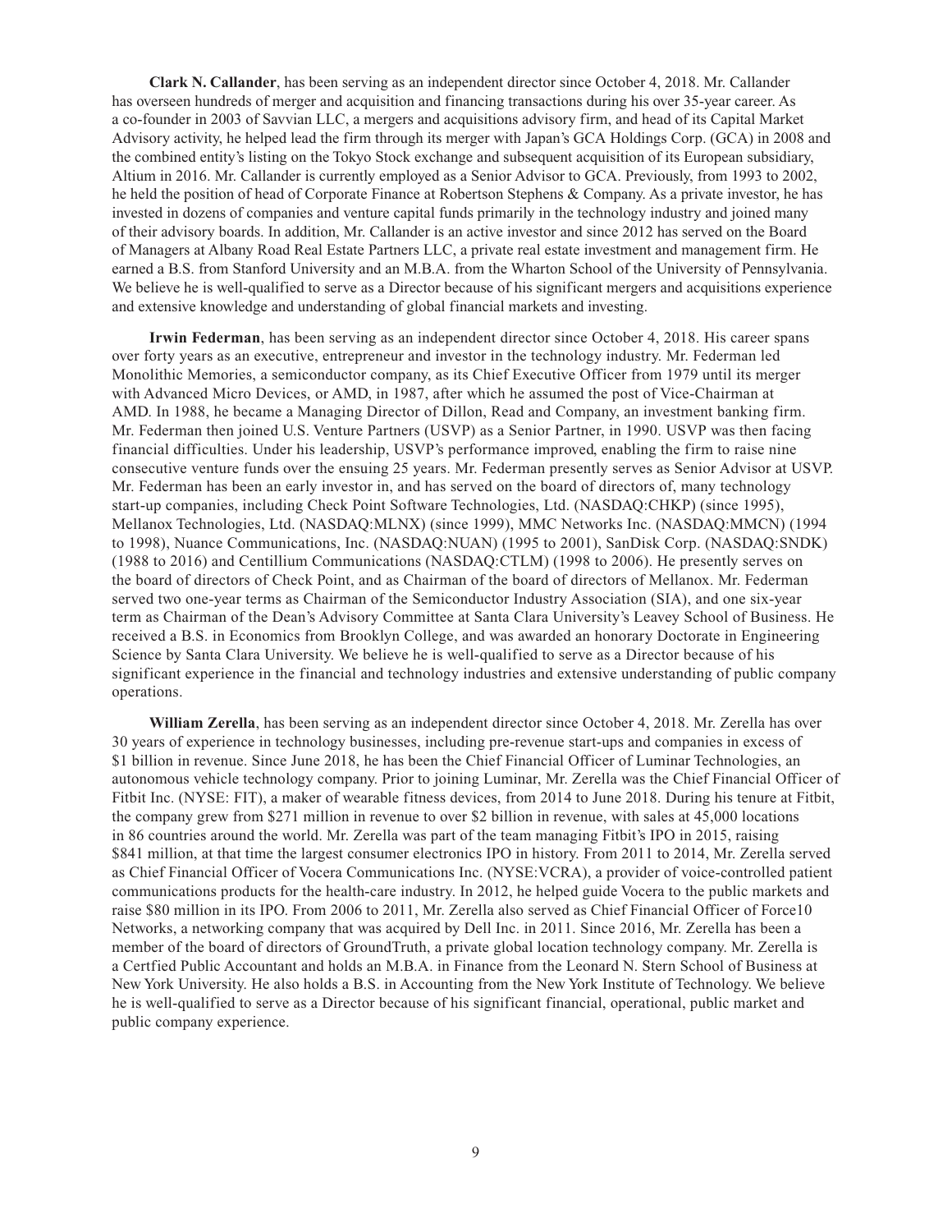**Clark N. Callander**, has been serving as an independent director since October 4, 2018. Mr. Callander has overseen hundreds of merger and acquisition and financing transactions during his over 35-year career. As a co-founder in 2003 of Savvian LLC, a mergers and acquisitions advisory firm, and head of its Capital Market Advisory activity, he helped lead the firm through its merger with Japan's GCA Holdings Corp. (GCA) in 2008 and the combined entity's listing on the Tokyo Stock exchange and subsequent acquisition of its European subsidiary, Altium in 2016. Mr. Callander is currently employed as a Senior Advisor to GCA. Previously, from 1993 to 2002, he held the position of head of Corporate Finance at Robertson Stephens & Company. As a private investor, he has invested in dozens of companies and venture capital funds primarily in the technology industry and joined many of their advisory boards. In addition, Mr. Callander is an active investor and since 2012 has served on the Board of Managers at Albany Road Real Estate Partners LLC, a private real estate investment and management firm. He earned a B.S. from Stanford University and an M.B.A. from the Wharton School of the University of Pennsylvania. We believe he is well-qualified to serve as a Director because of his significant mergers and acquisitions experience and extensive knowledge and understanding of global financial markets and investing.

**Irwin Federman**, has been serving as an independent director since October 4, 2018. His career spans over forty years as an executive, entrepreneur and investor in the technology industry. Mr. Federman led Monolithic Memories, a semiconductor company, as its Chief Executive Officer from 1979 until its merger with Advanced Micro Devices, or AMD, in 1987, after which he assumed the post of Vice-Chairman at AMD. In 1988, he became a Managing Director of Dillon, Read and Company, an investment banking firm. Mr. Federman then joined U.S. Venture Partners (USVP) as a Senior Partner, in 1990. USVP was then facing financial difficulties. Under his leadership, USVP's performance improved, enabling the firm to raise nine consecutive venture funds over the ensuing 25 years. Mr. Federman presently serves as Senior Advisor at USVP. Mr. Federman has been an early investor in, and has served on the board of directors of, many technology start-up companies, including Check Point Software Technologies, Ltd. (NASDAQ:CHKP) (since 1995), Mellanox Technologies, Ltd. (NASDAQ:MLNX) (since 1999), MMC Networks Inc. (NASDAQ:MMCN) (1994 to 1998), Nuance Communications, Inc. (NASDAQ:NUAN) (1995 to 2001), SanDisk Corp. (NASDAQ:SNDK) (1988 to 2016) and Centillium Communications (NASDAQ:CTLM) (1998 to 2006). He presently serves on the board of directors of Check Point, and as Chairman of the board of directors of Mellanox. Mr. Federman served two one-year terms as Chairman of the Semiconductor Industry Association (SIA), and one six-year term as Chairman of the Dean's Advisory Committee at Santa Clara University's Leavey School of Business. He received a B.S. in Economics from Brooklyn College, and was awarded an honorary Doctorate in Engineering Science by Santa Clara University. We believe he is well-qualified to serve as a Director because of his significant experience in the financial and technology industries and extensive understanding of public company operations.

**William Zerella**, has been serving as an independent director since October 4, 2018. Mr. Zerella has over 30 years of experience in technology businesses, including pre-revenue start-ups and companies in excess of $1 billion in revenue. Since June 2018, he has been the Chief Financial Officer of Luminar Technologies, an autonomous vehicle technology company. Prior to joining Luminar, Mr. Zerella was the Chief Financial Officer of Fitbit Inc. (NYSE: FIT), a maker of wearable fitness devices, from 2014 to June 2018. During his tenure at Fitbit, the company grew from $271 million in revenue to over $2 billion in revenue, with sales at 45,000 locations in 86 countries around the world. Mr. Zerella was part of the team managing Fitbit's IPO in 2015, raising $841 million, at that time the largest consumer electronics IPO in history. From 2011 to 2014, Mr. Zerella served as Chief Financial Officer of Vocera Communications Inc. (NYSE:VCRA), a provider of voice-controlled patient communications products for the health-care industry. In 2012, he helped guide Vocera to the public markets and raise $80 million in its IPO. From 2006 to 2011, Mr. Zerella also served as Chief Financial Officer of Force10 Networks, a networking company that was acquired by Dell Inc. in 2011. Since 2016, Mr. Zerella has been a member of the board of directors of GroundTruth, a private global location technology company. Mr. Zerella is a Certfied Public Accountant and holds an M.B.A. in Finance from the Leonard N. Stern School of Business at New York University. He also holds a B.S. in Accounting from the New York Institute of Technology. We believe he is well-qualified to serve as a Director because of his significant financial, operational, public market and public company experience.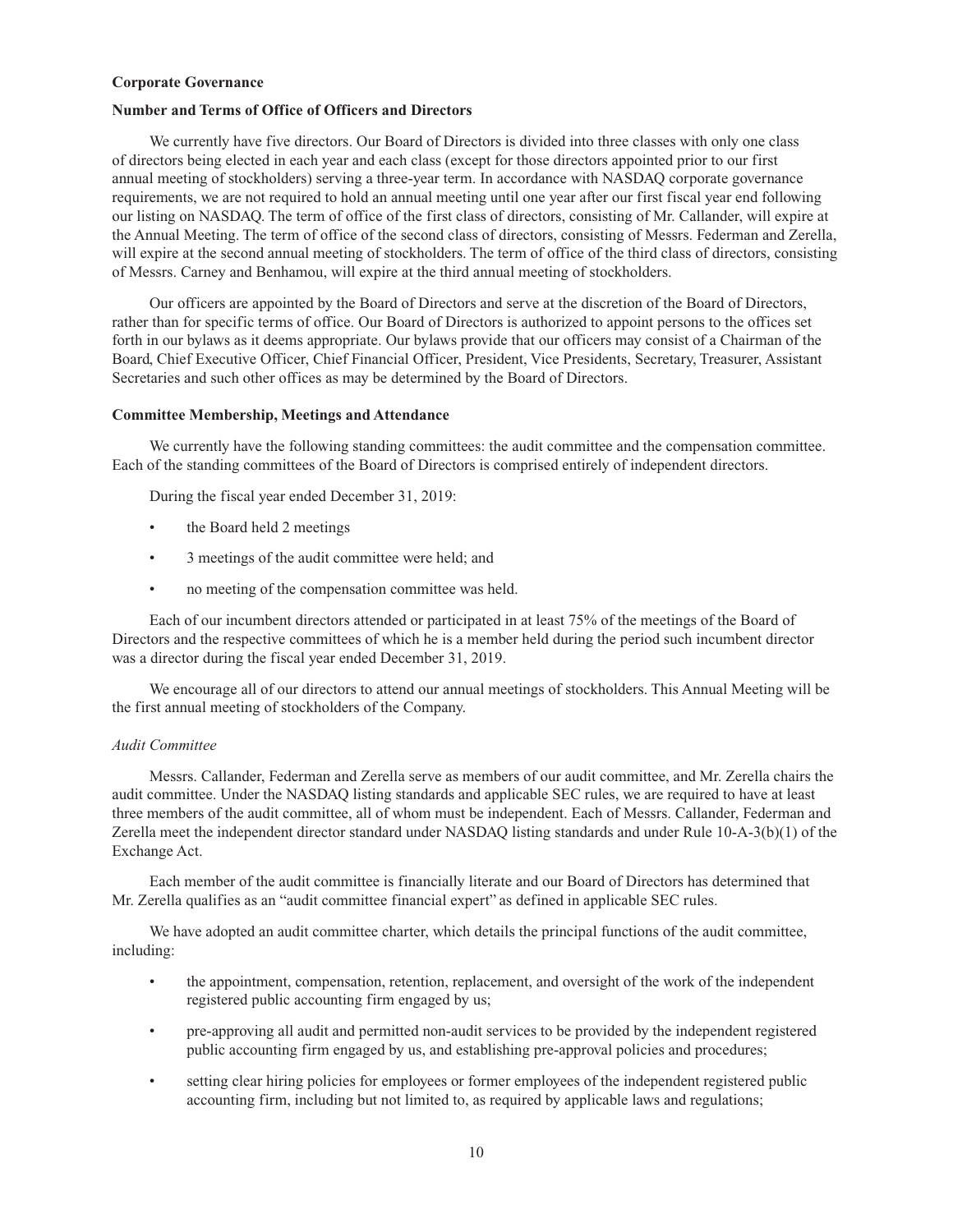**Corporate Governance**

**Number and Terms of Office of Officers and Directors**

We currently have five directors. Our Board of Directors is divided into three classes with only one class of directors being elected in each year and each class (except for those directors appointed prior to our first annual meeting of stockholders) serving a three-year term. In accordance with NASDAQ corporate governance requirements, we are not required to hold an annual meeting until one year after our first fiscal year end following our listing on NASDAQ. The term of office of the first class of directors, consisting of Mr. Callander, will expire at the Annual Meeting. The term of office of the second class of directors, consisting of Messrs. Federman and Zerella, will expire at the second annual meeting of stockholders. The term of office of the third class of directors, consisting of Messrs. Carney and Benhamou, will expire at the third annual meeting of stockholders.

Our officers are appointed by the Board of Directors and serve at the discretion of the Board of Directors, rather than for specific terms of office. Our Board of Directors is authorized to appoint persons to the offices set forth in our bylaws as it deems appropriate. Our bylaws provide that our officers may consist of a Chairman of the Board, Chief Executive Officer, Chief Financial Officer, President, Vice Presidents, Secretary, Treasurer, Assistant Secretaries and such other offices as may be determined by the Board of Directors.

**Committee Membership, Meetings and Attendance**

We currently have the following standing committees: the audit committee and the compensation committee. Each of the standing committees of the Board of Directors is comprised entirely of independent directors.

During the fiscal year ended December 31, 2019:

- the Board held 2 meetings
- 3 meetings of the audit committee were held; and
- no meeting of the compensation committee was held.

Each of our incumbent directors attended or participated in at least 75% of the meetings of the Board of Directors and the respective committees of which he is a member held during the period such incumbent director was a director during the fiscal year ended December 31, 2019.

We encourage all of our directors to attend our annual meetings of stockholders. This Annual Meeting will be the first annual meeting of stockholders of the Company.

*Audit Committee*

Messrs. Callander, Federman and Zerella serve as members of our audit committee, and Mr. Zerella chairs the audit committee. Under the NASDAQ listing standards and applicable SEC rules, we are required to have at least three members of the audit committee, all of whom must be independent. Each of Messrs. Callander, Federman and Zerella meet the independent director standard under NASDAQ listing standards and under Rule 10-A-3(b)(1) of the Exchange Act.

Each member of the audit committee is financially literate and our Board of Directors has determined that Mr. Zerella qualifies as an "audit committee financial expert" as defined in applicable SEC rules.

We have adopted an audit committee charter, which details the principal functions of the audit committee, including:

- the appointment, compensation, retention, replacement, and oversight of the work of the independent registered public accounting firm engaged by us;
- pre-approving all audit and permitted non-audit services to be provided by the independent registered public accounting firm engaged by us, and establishing pre-approval policies and procedures;
- setting clear hiring policies for employees or former employees of the independent registered public accounting firm, including but not limited to, as required by applicable laws and regulations;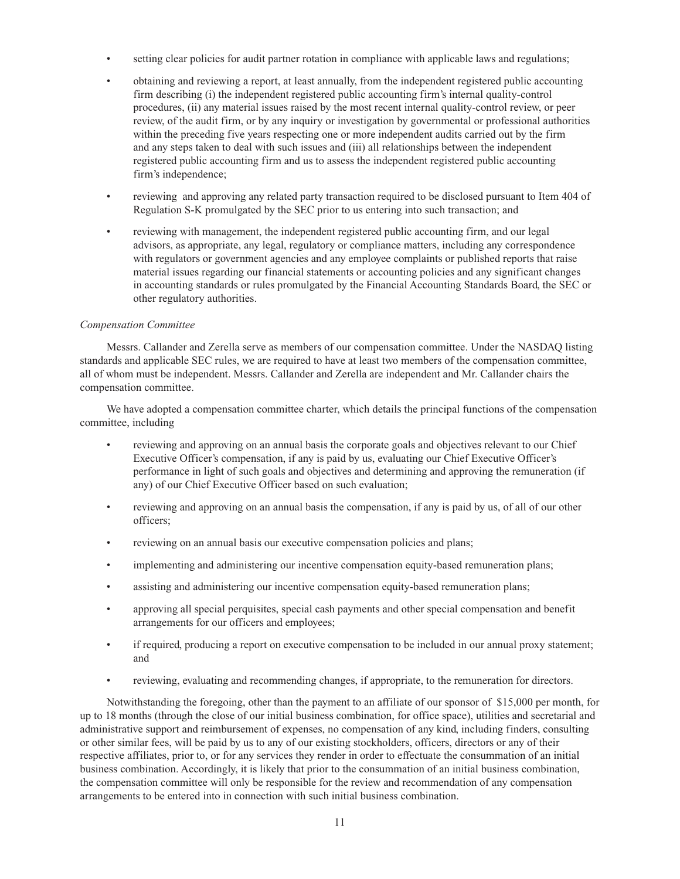- setting clear policies for audit partner rotation in compliance with applicable laws and regulations;
- obtaining and reviewing a report, at least annually, from the independent registered public accounting firm describing (i) the independent registered public accounting firm's internal quality-control procedures, (ii) any material issues raised by the most recent internal quality-control review, or peer review, of the audit firm, or by any inquiry or investigation by governmental or professional authorities within the preceding five years respecting one or more independent audits carried out by the firm and any steps taken to deal with such issues and (iii) all relationships between the independent registered public accounting firm and us to assess the independent registered public accounting firm's independence;
- reviewing and approving any related party transaction required to be disclosed pursuant to Item 404 of Regulation S-K promulgated by the SEC prior to us entering into such transaction; and
- reviewing with management, the independent registered public accounting firm, and our legal advisors, as appropriate, any legal, regulatory or compliance matters, including any correspondence with regulators or government agencies and any employee complaints or published reports that raise material issues regarding our financial statements or accounting policies and any significant changes in accounting standards or rules promulgated by the Financial Accounting Standards Board, the SEC or other regulatory authorities.

*Compensation Committee*

Messrs. Callander and Zerella serve as members of our compensation committee. Under the NASDAQ listing standards and applicable SEC rules, we are required to have at least two members of the compensation committee, all of whom must be independent. Messrs. Callander and Zerella are independent and Mr. Callander chairs the compensation committee.

We have adopted a compensation committee charter, which details the principal functions of the compensation committee, including

- reviewing and approving on an annual basis the corporate goals and objectives relevant to our Chief Executive Officer's compensation, if any is paid by us, evaluating our Chief Executive Officer's performance in light of such goals and objectives and determining and approving the remuneration (if any) of our Chief Executive Officer based on such evaluation;
- reviewing and approving on an annual basis the compensation, if any is paid by us, of all of our other officers;
- reviewing on an annual basis our executive compensation policies and plans;
- implementing and administering our incentive compensation equity-based remuneration plans;
- assisting and administering our incentive compensation equity-based remuneration plans;
- approving all special perquisites, special cash payments and other special compensation and benefit arrangements for our officers and employees;
- if required, producing a report on executive compensation to be included in our annual proxy statement; and
- reviewing, evaluating and recommending changes, if appropriate, to the remuneration for directors.

Notwithstanding the foregoing, other than the payment to an affiliate of our sponsor of $15,000 per month, for up to 18 months (through the close of our initial business combination, for office space), utilities and secretarial and administrative support and reimbursement of expenses, no compensation of any kind, including finders, consulting or other similar fees, will be paid by us to any of our existing stockholders, officers, directors or any of their respective affiliates, prior to, or for any services they render in order to effectuate the consummation of an initial business combination. Accordingly, it is likely that prior to the consummation of an initial business combination, the compensation committee will only be responsible for the review and recommendation of any compensation arrangements to be entered into in connection with such initial business combination.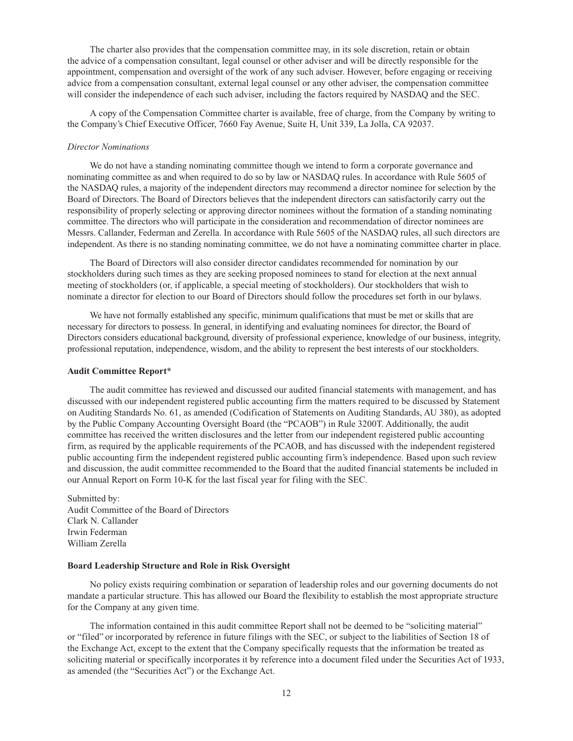The charter also provides that the compensation committee may, in its sole discretion, retain or obtain the advice of a compensation consultant, legal counsel or other adviser and will be directly responsible for the appointment, compensation and oversight of the work of any such adviser. However, before engaging or receiving advice from a compensation consultant, external legal counsel or any other adviser, the compensation committee will consider the independence of each such adviser, including the factors required by NASDAQ and the SEC.

A copy of the Compensation Committee charter is available, free of charge, from the Company by writing to the Company's Chief Executive Officer, 7660 Fay Avenue, Suite H, Unit 339, La Jolla, CA 92037.

*Director Nominations*

We do not have a standing nominating committee though we intend to form a corporate governance and nominating committee as and when required to do so by law or NASDAQ rules. In accordance with Rule 5605 of the NASDAQ rules, a majority of the independent directors may recommend a director nominee for selection by the Board of Directors. The Board of Directors believes that the independent directors can satisfactorily carry out the responsibility of properly selecting or approving director nominees without the formation of a standing nominating committee. The directors who will participate in the consideration and recommendation of director nominees are Messrs. Callander, Federman and Zerella. In accordance with Rule 5605 of the NASDAQ rules, all such directors are independent. As there is no standing nominating committee, we do not have a nominating committee charter in place.

The Board of Directors will also consider director candidates recommended for nomination by our stockholders during such times as they are seeking proposed nominees to stand for election at the next annual meeting of stockholders (or, if applicable, a special meeting of stockholders). Our stockholders that wish to nominate a director for election to our Board of Directors should follow the procedures set forth in our bylaws.

We have not formally established any specific, minimum qualifications that must be met or skills that are necessary for directors to possess. In general, in identifying and evaluating nominees for director, the Board of Directors considers educational background, diversity of professional experience, knowledge of our business, integrity, professional reputation, independence, wisdom, and the ability to represent the best interests of our stockholders.

**Audit Committee Report***

The audit committee has reviewed and discussed our audited financial statements with management, and has discussed with our independent registered public accounting firm the matters required to be discussed by Statement on Auditing Standards No. 61, as amended (Codification of Statements on Auditing Standards, AU 380), as adopted by the Public Company Accounting Oversight Board (the "PCAOB") in Rule 3200T. Additionally, the audit committee has received the written disclosures and the letter from our independent registered public accounting firm, as required by the applicable requirements of the PCAOB, and has discussed with the independent registered public accounting firm the independent registered public accounting firm's independence. Based upon such review and discussion, the audit committee recommended to the Board that the audited financial statements be included in our Annual Report on Form 10-K for the last fiscal year for filing with the SEC.

Submitted by:
Audit Committee of the Board of Directors
Clark N. Callander
Irwin Federman
William Zerella

**Board Leadership Structure and Role in Risk Oversight**

No policy exists requiring combination or separation of leadership roles and our governing documents do not mandate a particular structure. This has allowed our Board the flexibility to establish the most appropriate structure for the Company at any given time.

The information contained in this audit committee Report shall not be deemed to be "soliciting material" or "filed" or incorporated by reference in future filings with the SEC, or subject to the liabilities of Section 18 of the Exchange Act, except to the extent that the Company specifically requests that the information be treated as soliciting material or specifically incorporates it by reference into a document filed under the Securities Act of 1933, as amended (the "Securities Act") or the Exchange Act.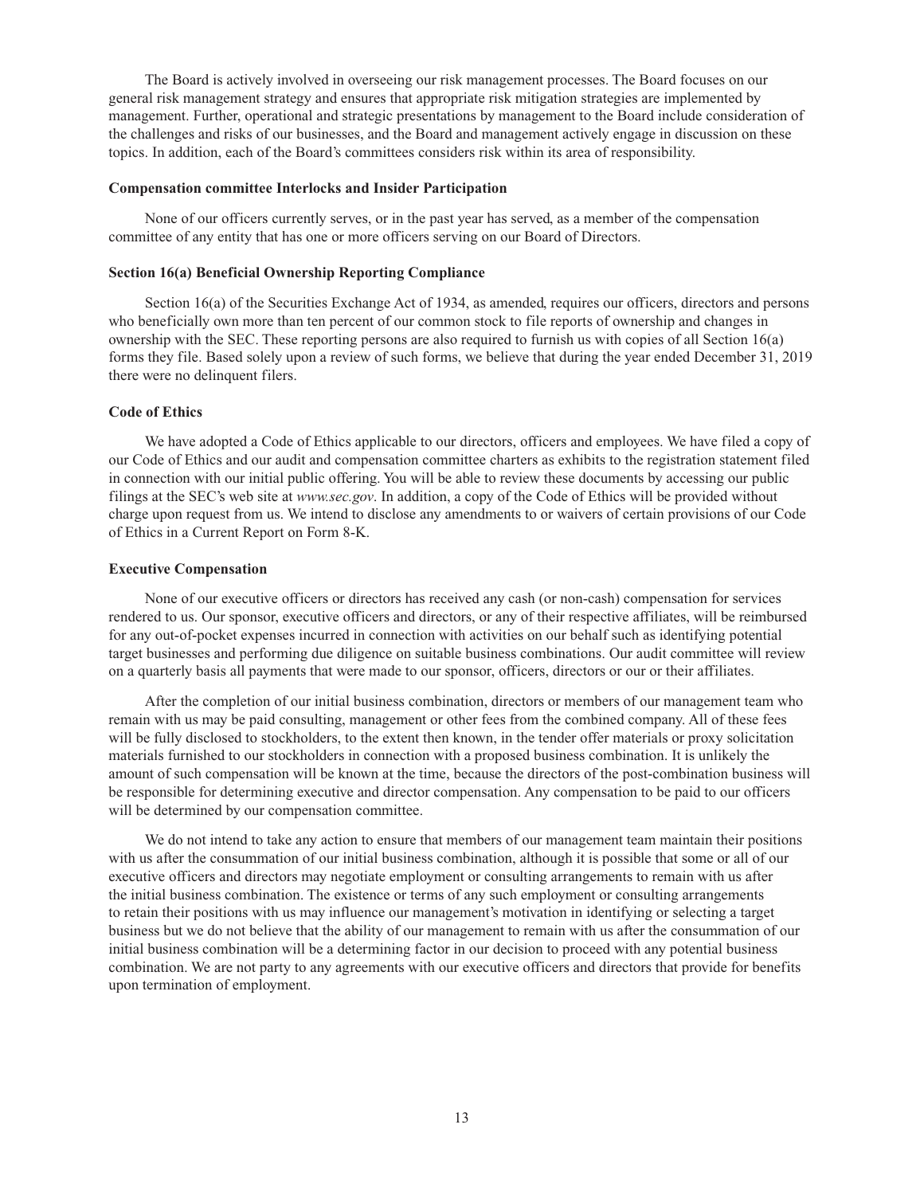The Board is actively involved in overseeing our risk management processes. The Board focuses on our general risk management strategy and ensures that appropriate risk mitigation strategies are implemented by management. Further, operational and strategic presentations by management to the Board include consideration of the challenges and risks of our businesses, and the Board and management actively engage in discussion on these topics. In addition, each of the Board's committees considers risk within its area of responsibility.

**Compensation committee Interlocks and Insider Participation**

None of our officers currently serves, or in the past year has served, as a member of the compensation committee of any entity that has one or more officers serving on our Board of Directors.

**Section 16(a) Beneficial Ownership Reporting Compliance**

Section 16(a) of the Securities Exchange Act of 1934, as amended, requires our officers, directors and persons who beneficially own more than ten percent of our common stock to file reports of ownership and changes in ownership with the SEC. These reporting persons are also required to furnish us with copies of all Section 16(a) forms they file. Based solely upon a review of such forms, we believe that during the year ended December 31, 2019 there were no delinquent filers.

**Code of Ethics**

We have adopted a Code of Ethics applicable to our directors, officers and employees. We have filed a copy of our Code of Ethics and our audit and compensation committee charters as exhibits to the registration statement filed in connection with our initial public offering. You will be able to review these documents by accessing our public filings at the SEC's web site at *www.sec.gov*. In addition, a copy of the Code of Ethics will be provided without charge upon request from us. We intend to disclose any amendments to or waivers of certain provisions of our Code of Ethics in a Current Report on Form 8-K.

**Executive Compensation**

None of our executive officers or directors has received any cash (or non-cash) compensation for services rendered to us. Our sponsor, executive officers and directors, or any of their respective affiliates, will be reimbursed for any out-of-pocket expenses incurred in connection with activities on our behalf such as identifying potential target businesses and performing due diligence on suitable business combinations. Our audit committee will review on a quarterly basis all payments that were made to our sponsor, officers, directors or our or their affiliates.

After the completion of our initial business combination, directors or members of our management team who remain with us may be paid consulting, management or other fees from the combined company. All of these fees will be fully disclosed to stockholders, to the extent then known, in the tender offer materials or proxy solicitation materials furnished to our stockholders in connection with a proposed business combination. It is unlikely the amount of such compensation will be known at the time, because the directors of the post-combination business will be responsible for determining executive and director compensation. Any compensation to be paid to our officers will be determined by our compensation committee.

We do not intend to take any action to ensure that members of our management team maintain their positions with us after the consummation of our initial business combination, although it is possible that some or all of our executive officers and directors may negotiate employment or consulting arrangements to remain with us after the initial business combination. The existence or terms of any such employment or consulting arrangements to retain their positions with us may influence our management's motivation in identifying or selecting a target business but we do not believe that the ability of our management to remain with us after the consummation of our initial business combination will be a determining factor in our decision to proceed with any potential business combination. We are not party to any agreements with our executive officers and directors that provide for benefits upon termination of employment.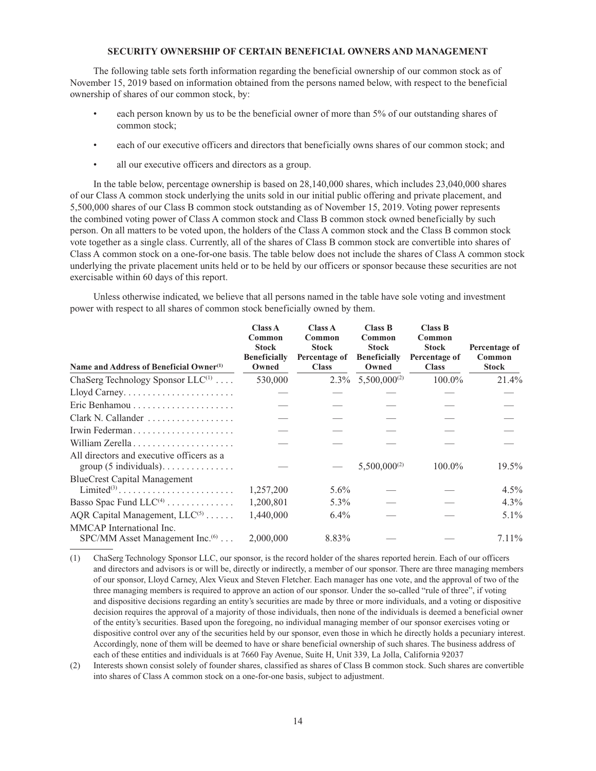## SECURITY OWNERSHIP OF CERTAIN BENEFICIAL OWNERS AND MANAGEMENT

The following table sets forth information regarding the beneficial ownership of our common stock as of November 15, 2019 based on information obtained from the persons named below, with respect to the beneficial ownership of shares of our common stock, by:

- each person known by us to be the beneficial owner of more than 5% of our outstanding shares of common stock;
- each of our executive officers and directors that beneficially owns shares of our common stock; and
- all our executive officers and directors as a group.

In the table below, percentage ownership is based on 28,140,000 shares, which includes 23,040,000 shares of our Class A common stock underlying the units sold in our initial public offering and private placement, and 5,500,000 shares of our Class B common stock outstanding as of November 15, 2019. Voting power represents the combined voting power of Class A common stock and Class B common stock owned beneficially by such person. On all matters to be voted upon, the holders of the Class A common stock and the Class B common stock vote together as a single class. Currently, all of the shares of Class B common stock are convertible into shares of Class A common stock on a one-for-one basis. The table below does not include the shares of Class A common stock underlying the private placement units held or to be held by our officers or sponsor because these securities are not exercisable within 60 days of this report.

Unless otherwise indicated, we believe that all persons named in the table have sole voting and investment power with respect to all shares of common stock beneficially owned by them.

| Name and Address of Beneficial Owner[(1)] | Class A Common Stock Beneficially Owned | Class A Common Stock Percentage of Class | Class B Common Stock Beneficially Owned | Class B Common Stock Percentage of Class | Percentage of Common Stock |
|---|---|---|---|---|---|
| ChaSerg Technology Sponsor LLC[(1)] | 530,000 | 2.3% | 5,500,000[(2)] | 100.0% | 21.4% |
| Lloyd Carney | — | — | — | — | — |
| Eric Benhamou | — | — | — | — | — |
| Clark N. Callander | — | — | — | — | — |
| Irwin Federman | — | — | — | — | — |
| William Zerella | — | — | — | — | — |
| All directors and executive officers as a group (5 individuals) | — | — | 5,500,000[(2)] | 100.0% | 19.5% |
| BlueCrest Capital Management Limited[(3)] | 1,257,200 | 5.6% | — | — | 4.5% |
| Basso Spac Fund LLC[(4)] | 1,200,801 | 5.3% | — | — | 4.3% |
| AQR Capital Management, LLC[(5)] | 1,440,000 | 6.4% | — | — | 5.1% |
| MMCAP International Inc. SPC/MM Asset Management Inc.[(6)] | 2,000,000 | 8.83% | — | — | 7.11% |

(1) ChaSerg Technology Sponsor LLC, our sponsor, is the record holder of the shares reported herein. Each of our officers and directors and advisors is or will be, directly or indirectly, a member of our sponsor. There are three managing members of our sponsor, Lloyd Carney, Alex Vieux and Steven Fletcher. Each manager has one vote, and the approval of two of the three managing members is required to approve an action of our sponsor. Under the so-called "rule of three", if voting and dispositive decisions regarding an entity's securities are made by three or more individuals, and a voting or dispositive decision requires the approval of a majority of those individuals, then none of the individuals is deemed a beneficial owner of the entity's securities. Based upon the foregoing, no individual managing member of our sponsor exercises voting or dispositive control over any of the securities held by our sponsor, even those in which he directly holds a pecuniary interest. Accordingly, none of them will be deemed to have or share beneficial ownership of such shares. The business address of each of these entities and individuals is at 7660 Fay Avenue, Suite H, Unit 339, La Jolla, California 92037

(2) Interests shown consist solely of founder shares, classified as shares of Class B common stock. Such shares are convertible into shares of Class A common stock on a one-for-one basis, subject to adjustment.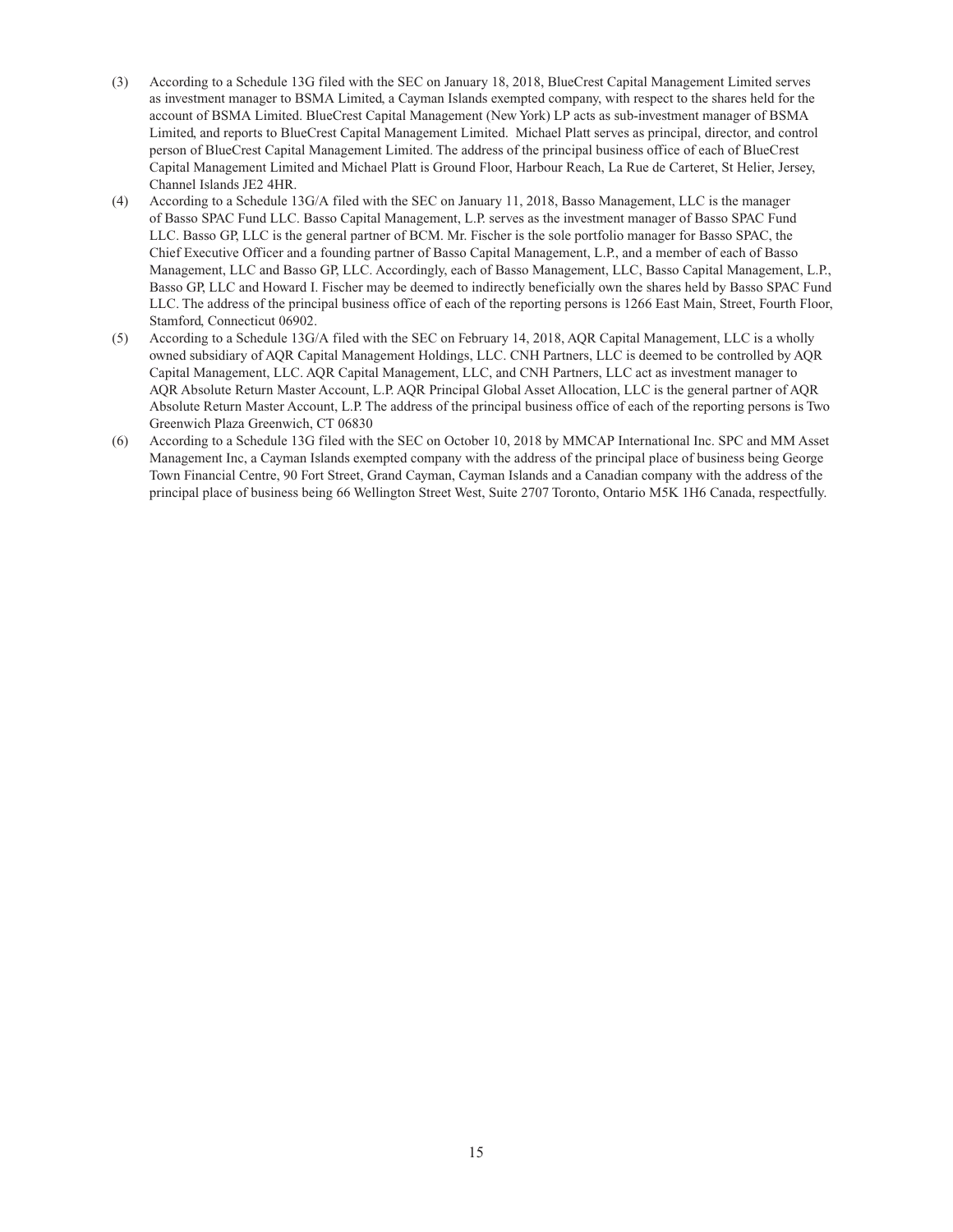(3) According to a Schedule 13G filed with the SEC on January 18, 2018, BlueCrest Capital Management Limited serves as investment manager to BSMA Limited, a Cayman Islands exempted company, with respect to the shares held for the account of BSMA Limited. BlueCrest Capital Management (New York) LP acts as sub-investment manager of BSMA Limited, and reports to BlueCrest Capital Management Limited. Michael Platt serves as principal, director, and control person of BlueCrest Capital Management Limited. The address of the principal business office of each of BlueCrest Capital Management Limited and Michael Platt is Ground Floor, Harbour Reach, La Rue de Carteret, St Helier, Jersey, Channel Islands JE2 4HR.

(4) According to a Schedule 13G/A filed with the SEC on January 11, 2018, Basso Management, LLC is the manager of Basso SPAC Fund LLC. Basso Capital Management, L.P. serves as the investment manager of Basso SPAC Fund LLC. Basso GP, LLC is the general partner of BCM. Mr. Fischer is the sole portfolio manager for Basso SPAC, the Chief Executive Officer and a founding partner of Basso Capital Management, L.P., and a member of each of Basso Management, LLC and Basso GP, LLC. Accordingly, each of Basso Management, LLC, Basso Capital Management, L.P., Basso GP, LLC and Howard I. Fischer may be deemed to indirectly beneficially own the shares held by Basso SPAC Fund LLC. The address of the principal business office of each of the reporting persons is 1266 East Main, Street, Fourth Floor, Stamford, Connecticut 06902.

(5) According to a Schedule 13G/A filed with the SEC on February 14, 2018, AQR Capital Management, LLC is a wholly owned subsidiary of AQR Capital Management Holdings, LLC. CNH Partners, LLC is deemed to be controlled by AQR Capital Management, LLC. AQR Capital Management, LLC, and CNH Partners, LLC act as investment manager to AQR Absolute Return Master Account, L.P. AQR Principal Global Asset Allocation, LLC is the general partner of AQR Absolute Return Master Account, L.P. The address of the principal business office of each of the reporting persons is Two Greenwich Plaza Greenwich, CT 06830

(6) According to a Schedule 13G filed with the SEC on October 10, 2018 by MMCAP International Inc. SPC and MM Asset Management Inc, a Cayman Islands exempted company with the address of the principal place of business being George Town Financial Centre, 90 Fort Street, Grand Cayman, Cayman Islands and a Canadian company with the address of the principal place of business being 66 Wellington Street West, Suite 2707 Toronto, Ontario M5K 1H6 Canada, respectfully.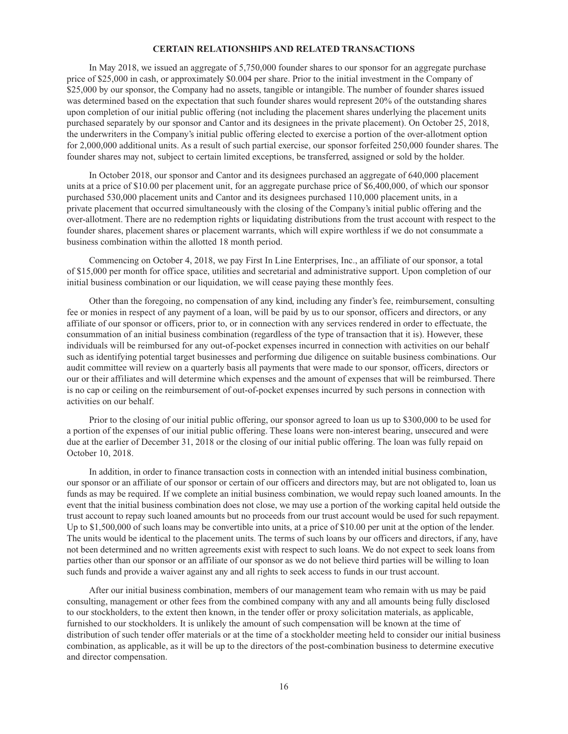# CERTAIN RELATIONSHIPS AND RELATED TRANSACTIONS

In May 2018, we issued an aggregate of 5,750,000 founder shares to our sponsor for an aggregate purchase price of $25,000 in cash, or approximately $0.004 per share. Prior to the initial investment in the Company of $25,000 by our sponsor, the Company had no assets, tangible or intangible. The number of founder shares issued was determined based on the expectation that such founder shares would represent 20% of the outstanding shares upon completion of our initial public offering (not including the placement shares underlying the placement units purchased separately by our sponsor and Cantor and its designees in the private placement). On October 25, 2018, the underwriters in the Company's initial public offering elected to exercise a portion of the over-allotment option for 2,000,000 additional units. As a result of such partial exercise, our sponsor forfeited 250,000 founder shares. The founder shares may not, subject to certain limited exceptions, be transferred, assigned or sold by the holder.

In October 2018, our sponsor and Cantor and its designees purchased an aggregate of 640,000 placement units at a price of $10.00 per placement unit, for an aggregate purchase price of $6,400,000, of which our sponsor purchased 530,000 placement units and Cantor and its designees purchased 110,000 placement units, in a private placement that occurred simultaneously with the closing of the Company's initial public offering and the over-allotment. There are no redemption rights or liquidating distributions from the trust account with respect to the founder shares, placement shares or placement warrants, which will expire worthless if we do not consummate a business combination within the allotted 18 month period.

Commencing on October 4, 2018, we pay First In Line Enterprises, Inc., an affiliate of our sponsor, a total of $15,000 per month for office space, utilities and secretarial and administrative support. Upon completion of our initial business combination or our liquidation, we will cease paying these monthly fees.

Other than the foregoing, no compensation of any kind, including any finder's fee, reimbursement, consulting fee or monies in respect of any payment of a loan, will be paid by us to our sponsor, officers and directors, or any affiliate of our sponsor or officers, prior to, or in connection with any services rendered in order to effectuate, the consummation of an initial business combination (regardless of the type of transaction that it is). However, these individuals will be reimbursed for any out-of-pocket expenses incurred in connection with activities on our behalf such as identifying potential target businesses and performing due diligence on suitable business combinations. Our audit committee will review on a quarterly basis all payments that were made to our sponsor, officers, directors or our or their affiliates and will determine which expenses and the amount of expenses that will be reimbursed. There is no cap or ceiling on the reimbursement of out-of-pocket expenses incurred by such persons in connection with activities on our behalf.

Prior to the closing of our initial public offering, our sponsor agreed to loan us up to $300,000 to be used for a portion of the expenses of our initial public offering. These loans were non-interest bearing, unsecured and were due at the earlier of December 31, 2018 or the closing of our initial public offering. The loan was fully repaid on October 10, 2018.

In addition, in order to finance transaction costs in connection with an intended initial business combination, our sponsor or an affiliate of our sponsor or certain of our officers and directors may, but are not obligated to, loan us funds as may be required. If we complete an initial business combination, we would repay such loaned amounts. In the event that the initial business combination does not close, we may use a portion of the working capital held outside the trust account to repay such loaned amounts but no proceeds from our trust account would be used for such repayment. Up to $1,500,000 of such loans may be convertible into units, at a price of $10.00 per unit at the option of the lender. The units would be identical to the placement units. The terms of such loans by our officers and directors, if any, have not been determined and no written agreements exist with respect to such loans. We do not expect to seek loans from parties other than our sponsor or an affiliate of our sponsor as we do not believe third parties will be willing to loan such funds and provide a waiver against any and all rights to seek access to funds in our trust account.

After our initial business combination, members of our management team who remain with us may be paid consulting, management or other fees from the combined company with any and all amounts being fully disclosed to our stockholders, to the extent then known, in the tender offer or proxy solicitation materials, as applicable, furnished to our stockholders. It is unlikely the amount of such compensation will be known at the time of distribution of such tender offer materials or at the time of a stockholder meeting held to consider our initial business combination, as applicable, as it will be up to the directors of the post-combination business to determine executive and director compensation.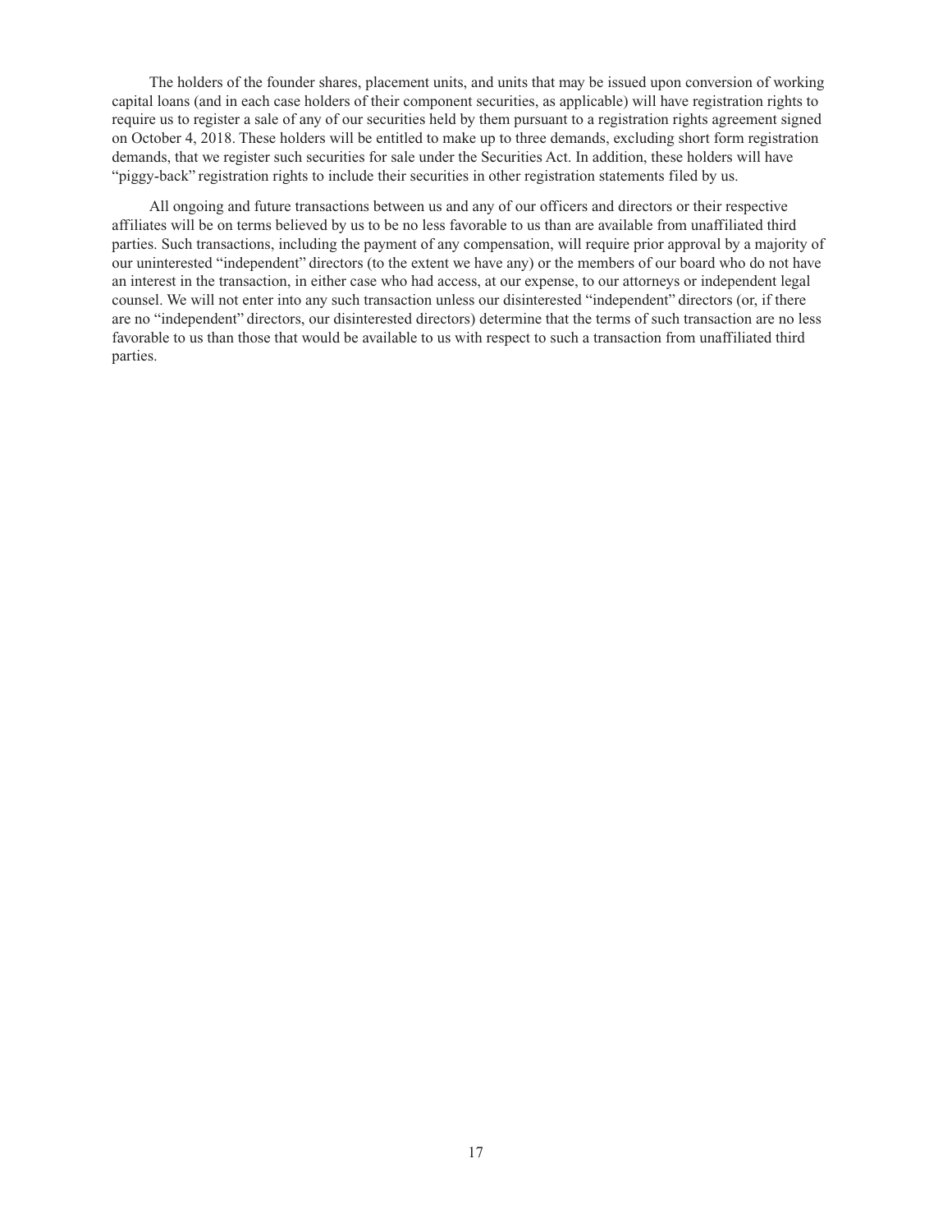The holders of the founder shares, placement units, and units that may be issued upon conversion of working capital loans (and in each case holders of their component securities, as applicable) will have registration rights to require us to register a sale of any of our securities held by them pursuant to a registration rights agreement signed on October 4, 2018. These holders will be entitled to make up to three demands, excluding short form registration demands, that we register such securities for sale under the Securities Act. In addition, these holders will have "piggy-back" registration rights to include their securities in other registration statements filed by us.

All ongoing and future transactions between us and any of our officers and directors or their respective affiliates will be on terms believed by us to be no less favorable to us than are available from unaffiliated third parties. Such transactions, including the payment of any compensation, will require prior approval by a majority of our uninterested "independent" directors (to the extent we have any) or the members of our board who do not have an interest in the transaction, in either case who had access, at our expense, to our attorneys or independent legal counsel. We will not enter into any such transaction unless our disinterested "independent" directors (or, if there are no "independent" directors, our disinterested directors) determine that the terms of such transaction are no less favorable to us than those that would be available to us with respect to such a transaction from unaffiliated third parties.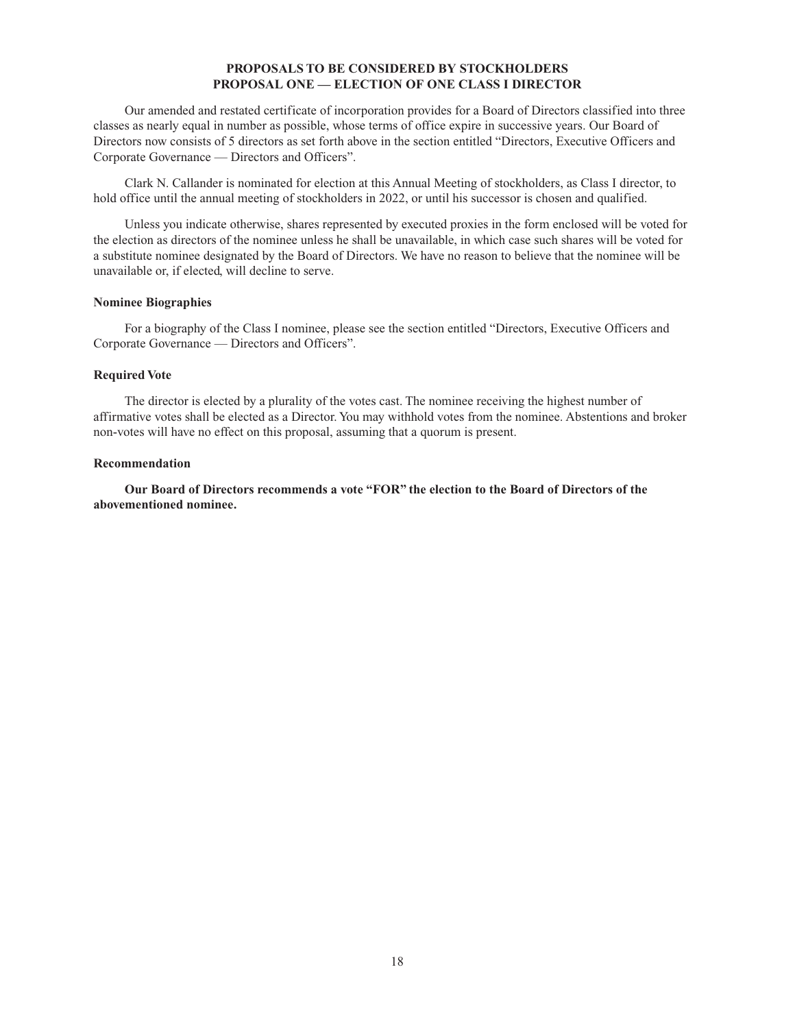# PROPOSALS TO BE CONSIDERED BY STOCKHOLDERS

# PROPOSAL ONE — ELECTION OF ONE CLASS I DIRECTOR

Our amended and restated certificate of incorporation provides for a Board of Directors classified into three classes as nearly equal in number as possible, whose terms of office expire in successive years. Our Board of Directors now consists of 5 directors as set forth above in the section entitled "Directors, Executive Officers and Corporate Governance — Directors and Officers".

Clark N. Callander is nominated for election at this Annual Meeting of stockholders, as Class I director, to hold office until the annual meeting of stockholders in 2022, or until his successor is chosen and qualified.

Unless you indicate otherwise, shares represented by executed proxies in the form enclosed will be voted for the election as directors of the nominee unless he shall be unavailable, in which case such shares will be voted for a substitute nominee designated by the Board of Directors. We have no reason to believe that the nominee will be unavailable or, if elected, will decline to serve.

### Nominee Biographies

For a biography of the Class I nominee, please see the section entitled "Directors, Executive Officers and Corporate Governance — Directors and Officers".

### Required Vote

The director is elected by a plurality of the votes cast. The nominee receiving the highest number of affirmative votes shall be elected as a Director. You may withhold votes from the nominee. Abstentions and broker non-votes will have no effect on this proposal, assuming that a quorum is present.

### Recommendation

**Our Board of Directors recommends a vote "FOR" the election to the Board of Directors of the abovementioned nominee.**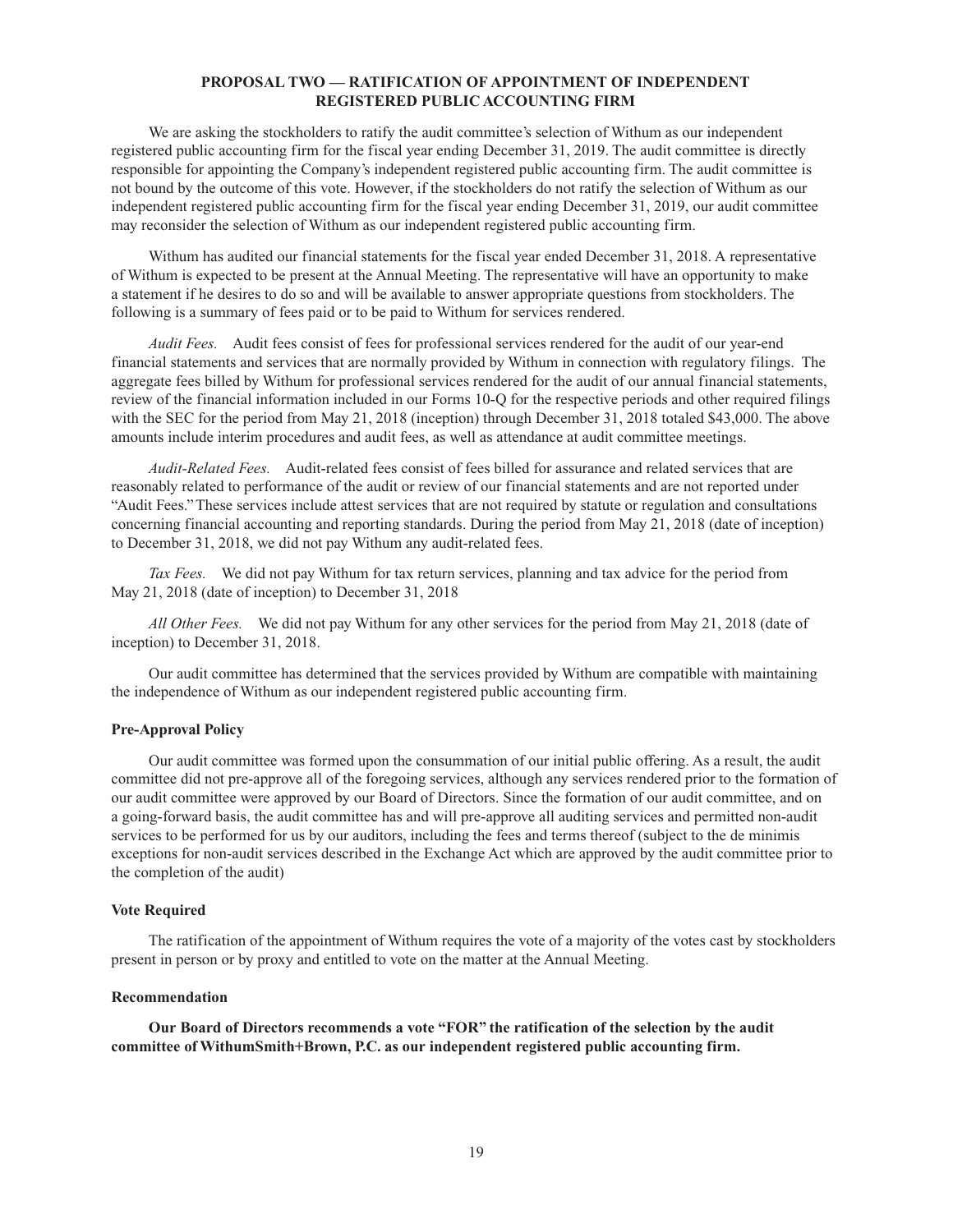## PROPOSAL TWO — RATIFICATION OF APPOINTMENT OF INDEPENDENT REGISTERED PUBLIC ACCOUNTING FIRM

We are asking the stockholders to ratify the audit committee's selection of Withum as our independent registered public accounting firm for the fiscal year ending December 31, 2019. The audit committee is directly responsible for appointing the Company's independent registered public accounting firm. The audit committee is not bound by the outcome of this vote. However, if the stockholders do not ratify the selection of Withum as our independent registered public accounting firm for the fiscal year ending December 31, 2019, our audit committee may reconsider the selection of Withum as our independent registered public accounting firm.

Withum has audited our financial statements for the fiscal year ended December 31, 2018. A representative of Withum is expected to be present at the Annual Meeting. The representative will have an opportunity to make a statement if he desires to do so and will be available to answer appropriate questions from stockholders. The following is a summary of fees paid or to be paid to Withum for services rendered.

*Audit Fees.* Audit fees consist of fees for professional services rendered for the audit of our year-end financial statements and services that are normally provided by Withum in connection with regulatory filings. The aggregate fees billed by Withum for professional services rendered for the audit of our annual financial statements, review of the financial information included in our Forms 10-Q for the respective periods and other required filings with the SEC for the period from May 21, 2018 (inception) through December 31, 2018 totaled $43,000. The above amounts include interim procedures and audit fees, as well as attendance at audit committee meetings.

*Audit-Related Fees.* Audit-related fees consist of fees billed for assurance and related services that are reasonably related to performance of the audit or review of our financial statements and are not reported under "Audit Fees." These services include attest services that are not required by statute or regulation and consultations concerning financial accounting and reporting standards. During the period from May 21, 2018 (date of inception) to December 31, 2018, we did not pay Withum any audit-related fees.

*Tax Fees.* We did not pay Withum for tax return services, planning and tax advice for the period from May 21, 2018 (date of inception) to December 31, 2018

*All Other Fees.* We did not pay Withum for any other services for the period from May 21, 2018 (date of inception) to December 31, 2018.

Our audit committee has determined that the services provided by Withum are compatible with maintaining the independence of Withum as our independent registered public accounting firm.

### Pre-Approval Policy

Our audit committee was formed upon the consummation of our initial public offering. As a result, the audit committee did not pre-approve all of the foregoing services, although any services rendered prior to the formation of our audit committee were approved by our Board of Directors. Since the formation of our audit committee, and on a going-forward basis, the audit committee has and will pre-approve all auditing services and permitted non-audit services to be performed for us by our auditors, including the fees and terms thereof (subject to the de minimis exceptions for non-audit services described in the Exchange Act which are approved by the audit committee prior to the completion of the audit)

### Vote Required

The ratification of the appointment of Withum requires the vote of a majority of the votes cast by stockholders present in person or by proxy and entitled to vote on the matter at the Annual Meeting.

### Recommendation

**Our Board of Directors recommends a vote "FOR" the ratification of the selection by the audit committee of WithumSmith+Brown, P.C. as our independent registered public accounting firm.**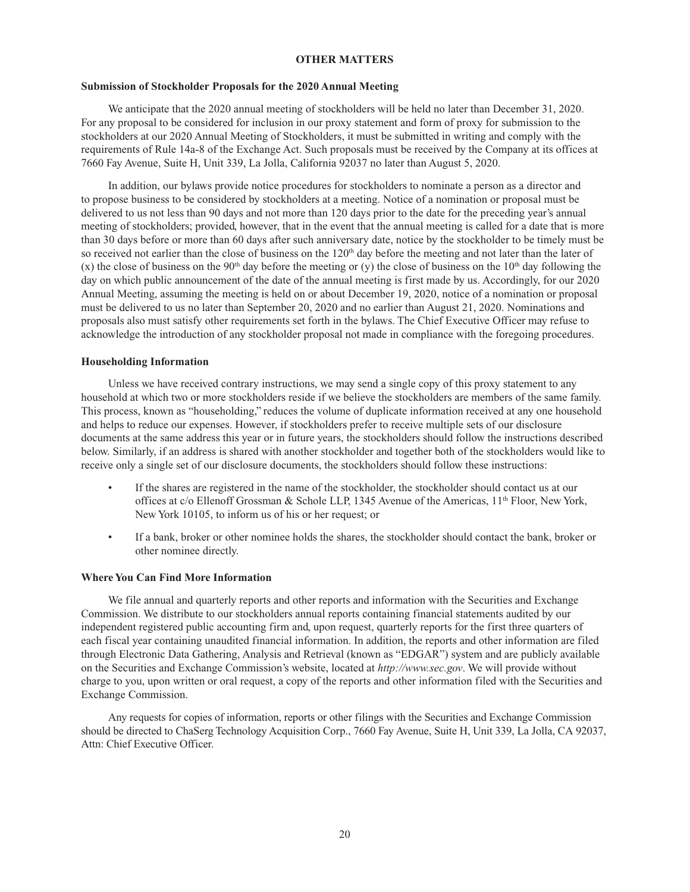## OTHER MATTERS

### Submission of Stockholder Proposals for the 2020 Annual Meeting

We anticipate that the 2020 annual meeting of stockholders will be held no later than December 31, 2020. For any proposal to be considered for inclusion in our proxy statement and form of proxy for submission to the stockholders at our 2020 Annual Meeting of Stockholders, it must be submitted in writing and comply with the requirements of Rule 14a-8 of the Exchange Act. Such proposals must be received by the Company at its offices at 7660 Fay Avenue, Suite H, Unit 339, La Jolla, California 92037 no later than August 5, 2020.

In addition, our bylaws provide notice procedures for stockholders to nominate a person as a director and to propose business to be considered by stockholders at a meeting. Notice of a nomination or proposal must be delivered to us not less than 90 days and not more than 120 days prior to the date for the preceding year's annual meeting of stockholders; provided, however, that in the event that the annual meeting is called for a date that is more than 30 days before or more than 60 days after such anniversary date, notice by the stockholder to be timely must be so received not earlier than the close of business on the 120th day before the meeting and not later than the later of (x) the close of business on the 90th day before the meeting or (y) the close of business on the 10th day following the day on which public announcement of the date of the annual meeting is first made by us. Accordingly, for our 2020 Annual Meeting, assuming the meeting is held on or about December 19, 2020, notice of a nomination or proposal must be delivered to us no later than September 20, 2020 and no earlier than August 21, 2020. Nominations and proposals also must satisfy other requirements set forth in the bylaws. The Chief Executive Officer may refuse to acknowledge the introduction of any stockholder proposal not made in compliance with the foregoing procedures.

### Householding Information

Unless we have received contrary instructions, we may send a single copy of this proxy statement to any household at which two or more stockholders reside if we believe the stockholders are members of the same family. This process, known as "householding," reduces the volume of duplicate information received at any one household and helps to reduce our expenses. However, if stockholders prefer to receive multiple sets of our disclosure documents at the same address this year or in future years, the stockholders should follow the instructions described below. Similarly, if an address is shared with another stockholder and together both of the stockholders would like to receive only a single set of our disclosure documents, the stockholders should follow these instructions:

- If the shares are registered in the name of the stockholder, the stockholder should contact us at our offices at c/o Ellenoff Grossman & Schole LLP, 1345 Avenue of the Americas, 11th Floor, New York, New York 10105, to inform us of his or her request; or
- If a bank, broker or other nominee holds the shares, the stockholder should contact the bank, broker or other nominee directly.

### Where You Can Find More Information

We file annual and quarterly reports and other reports and information with the Securities and Exchange Commission. We distribute to our stockholders annual reports containing financial statements audited by our independent registered public accounting firm and, upon request, quarterly reports for the first three quarters of each fiscal year containing unaudited financial information. In addition, the reports and other information are filed through Electronic Data Gathering, Analysis and Retrieval (known as "EDGAR") system and are publicly available on the Securities and Exchange Commission's website, located at *http://www.sec.gov*. We will provide without charge to you, upon written or oral request, a copy of the reports and other information filed with the Securities and Exchange Commission.

Any requests for copies of information, reports or other filings with the Securities and Exchange Commission should be directed to ChaSerg Technology Acquisition Corp., 7660 Fay Avenue, Suite H, Unit 339, La Jolla, CA 92037, Attn: Chief Executive Officer.